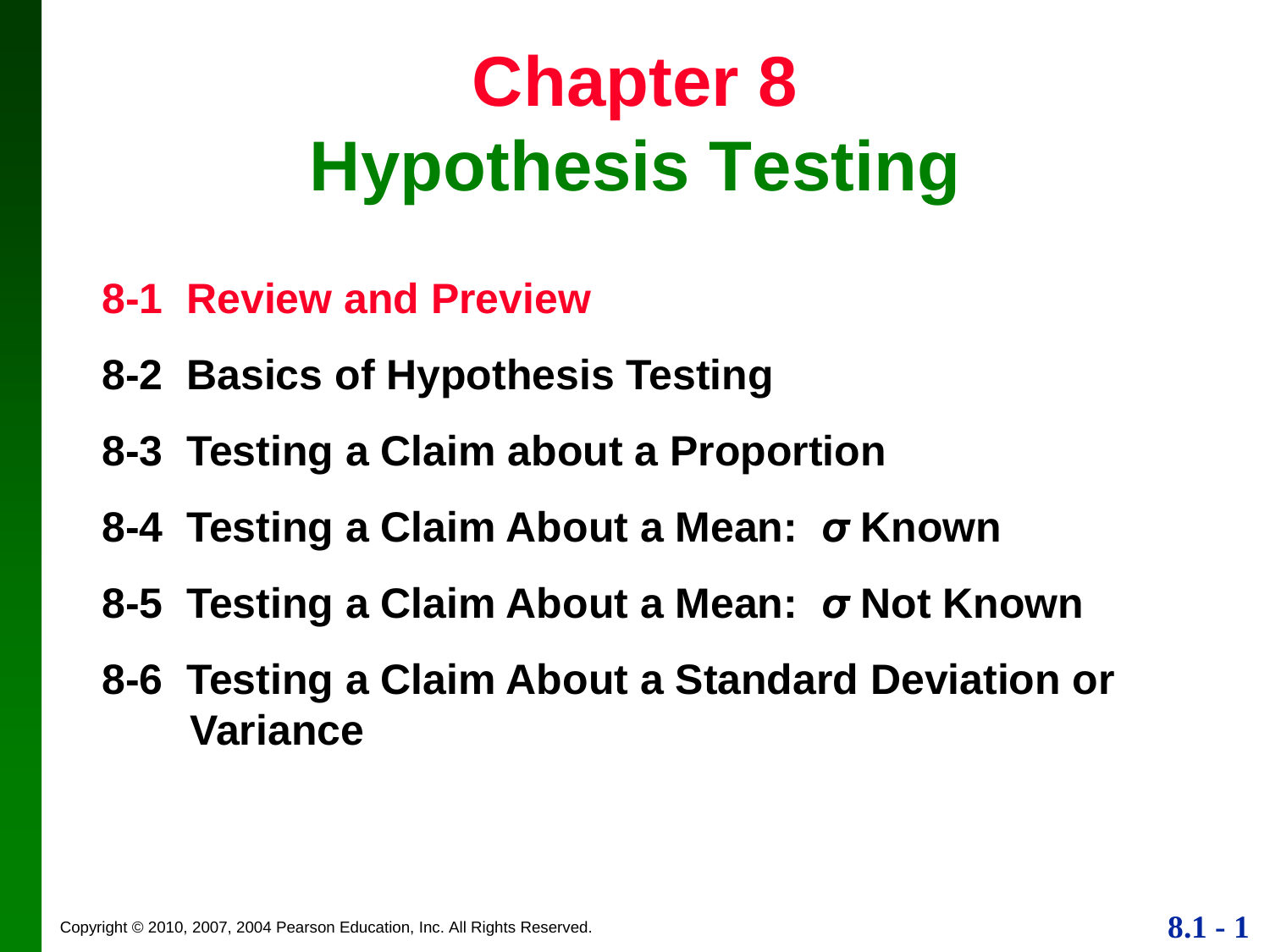# Chapter 8
# Hypothesis Testing

**8-1 Review and Preview**

**8-2 Basics of Hypothesis Testing**

**8-3 Testing a Claim about a Proportion**

**8-4 Testing a Claim About a Mean: $\sigma$ Known**

**8-5 Testing a Claim About a Mean: $\sigma$ Not Known**

**8-6 Testing a Claim About a Standard Deviation or Variance**

Copyright © 2010, 2007, 2004 Pearson Education, Inc. All Rights Reserved.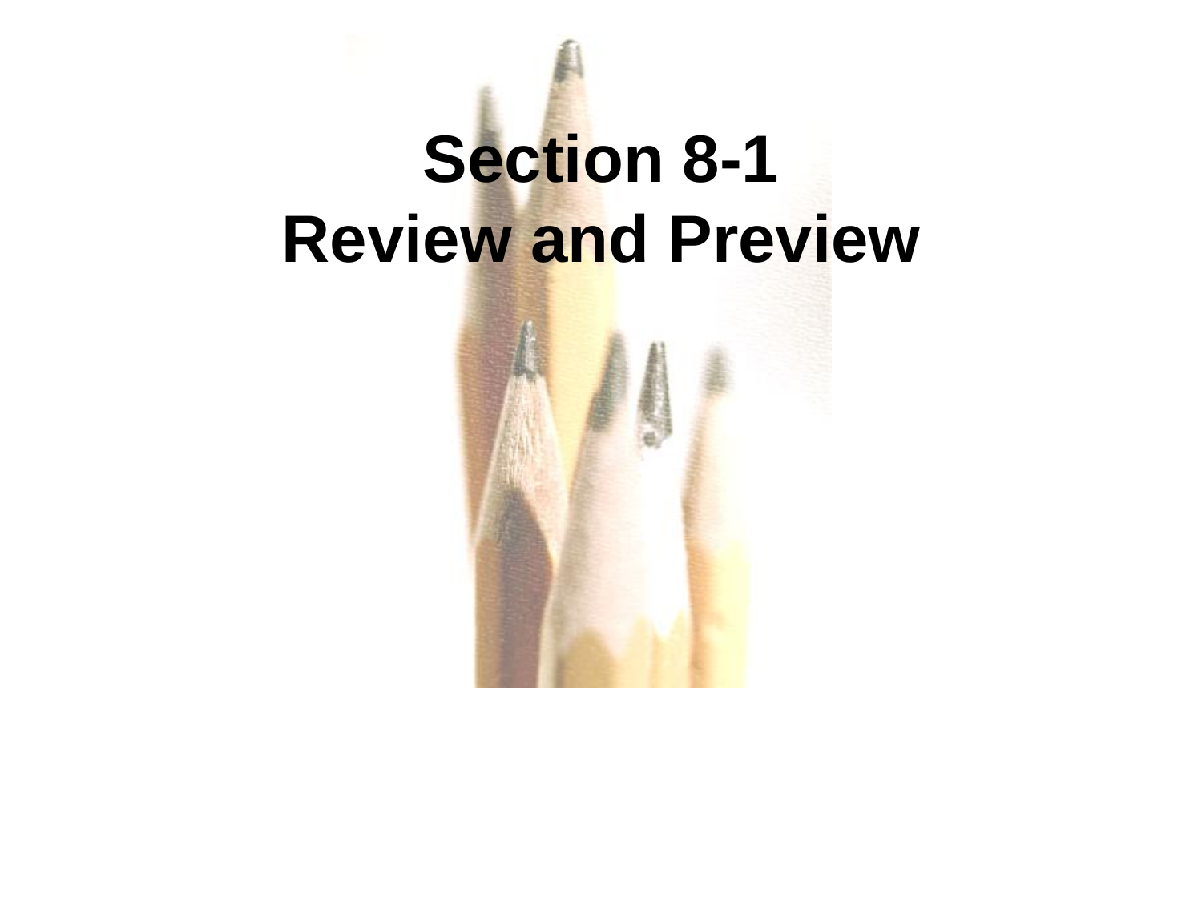# Section 8-1
# Review and Preview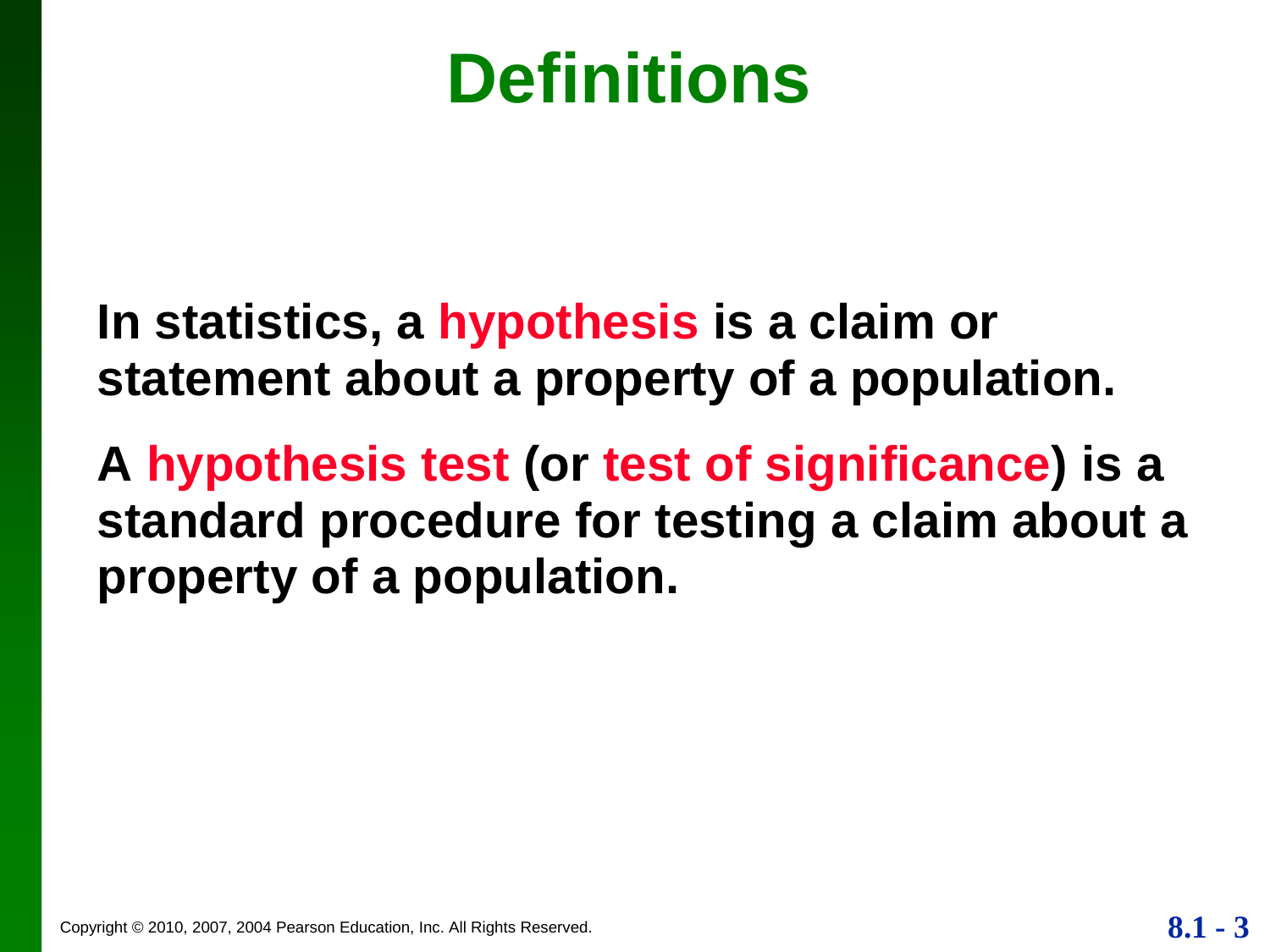# Definitions

**In statistics, a hypothesis is a claim or statement about a property of a population.**

**A hypothesis test (or test of significance) is a standard procedure for testing a claim about a property of a population.**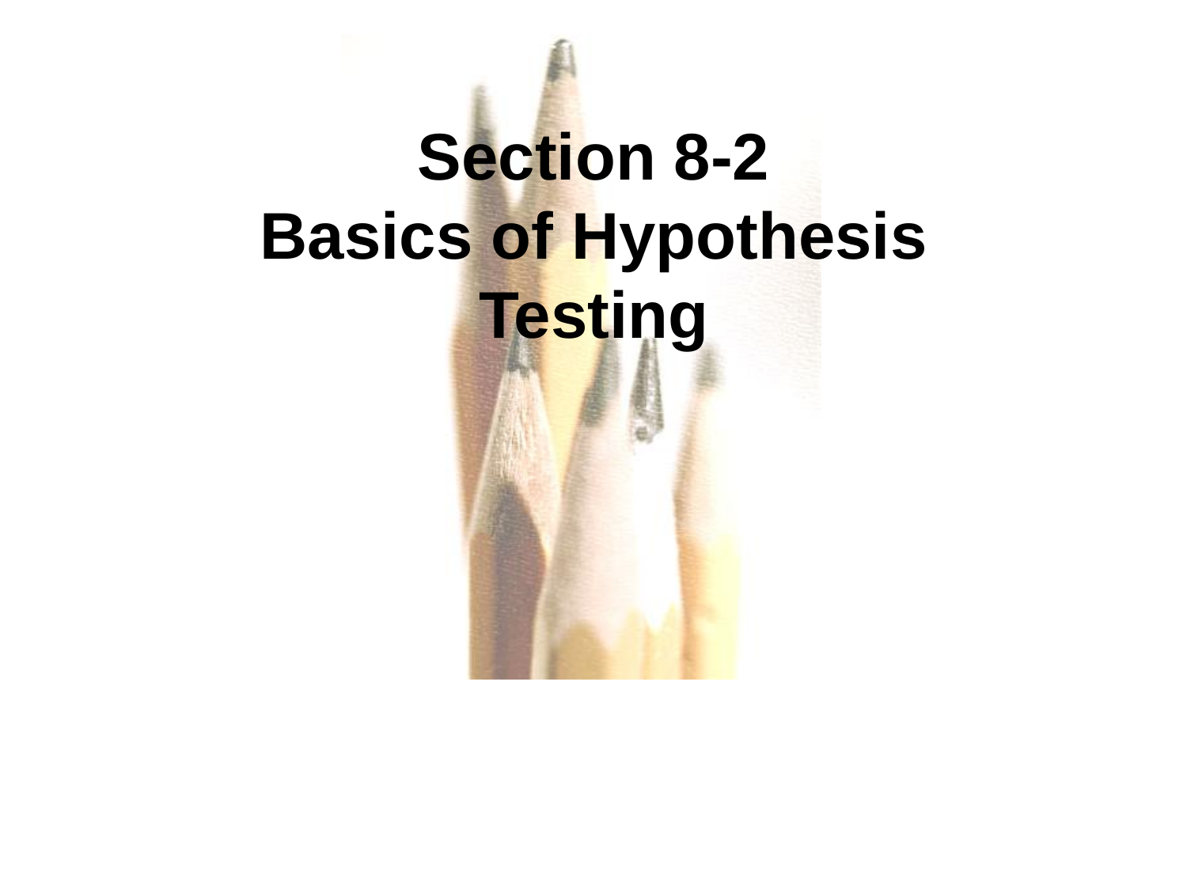# Section 8-2
# Basics of Hypothesis Testing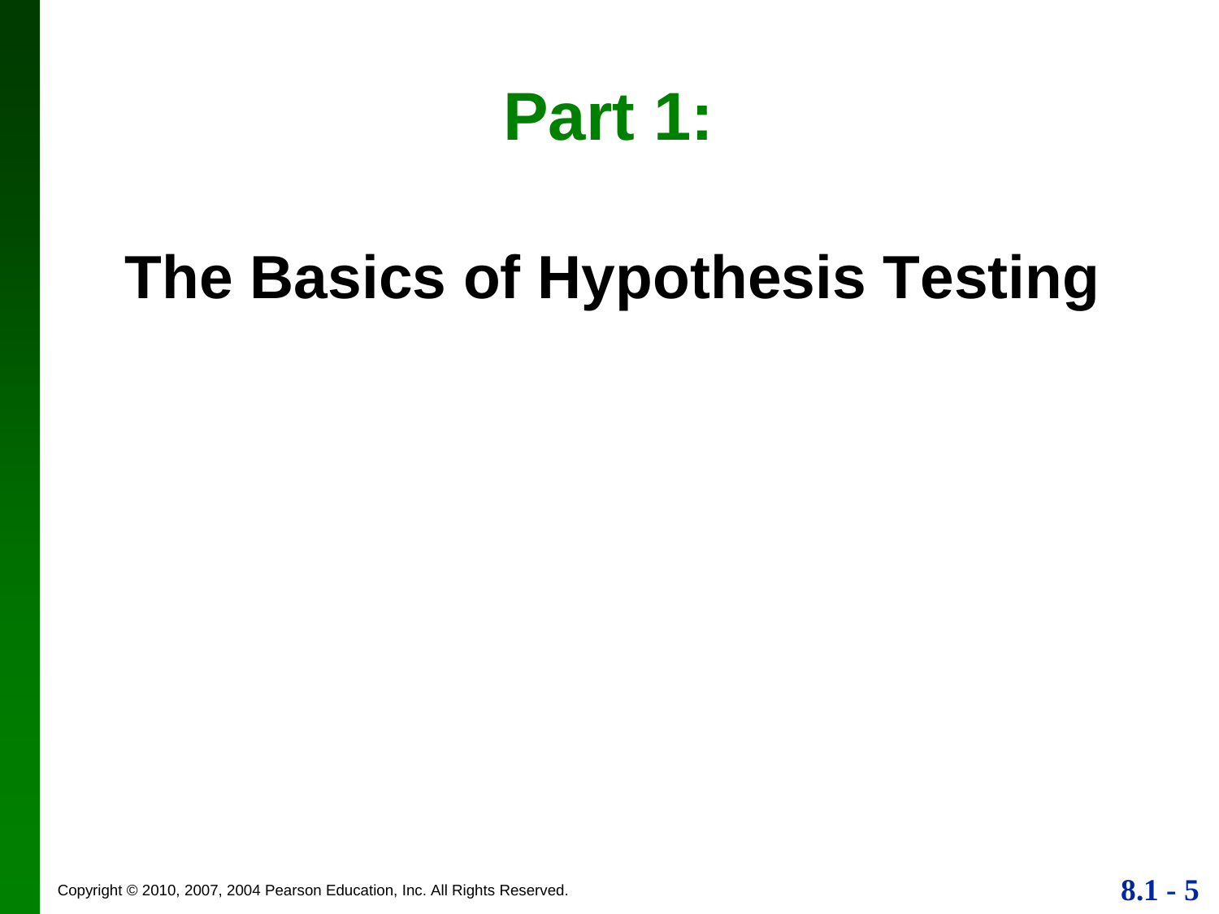# Part 1:

## The Basics of Hypothesis Testing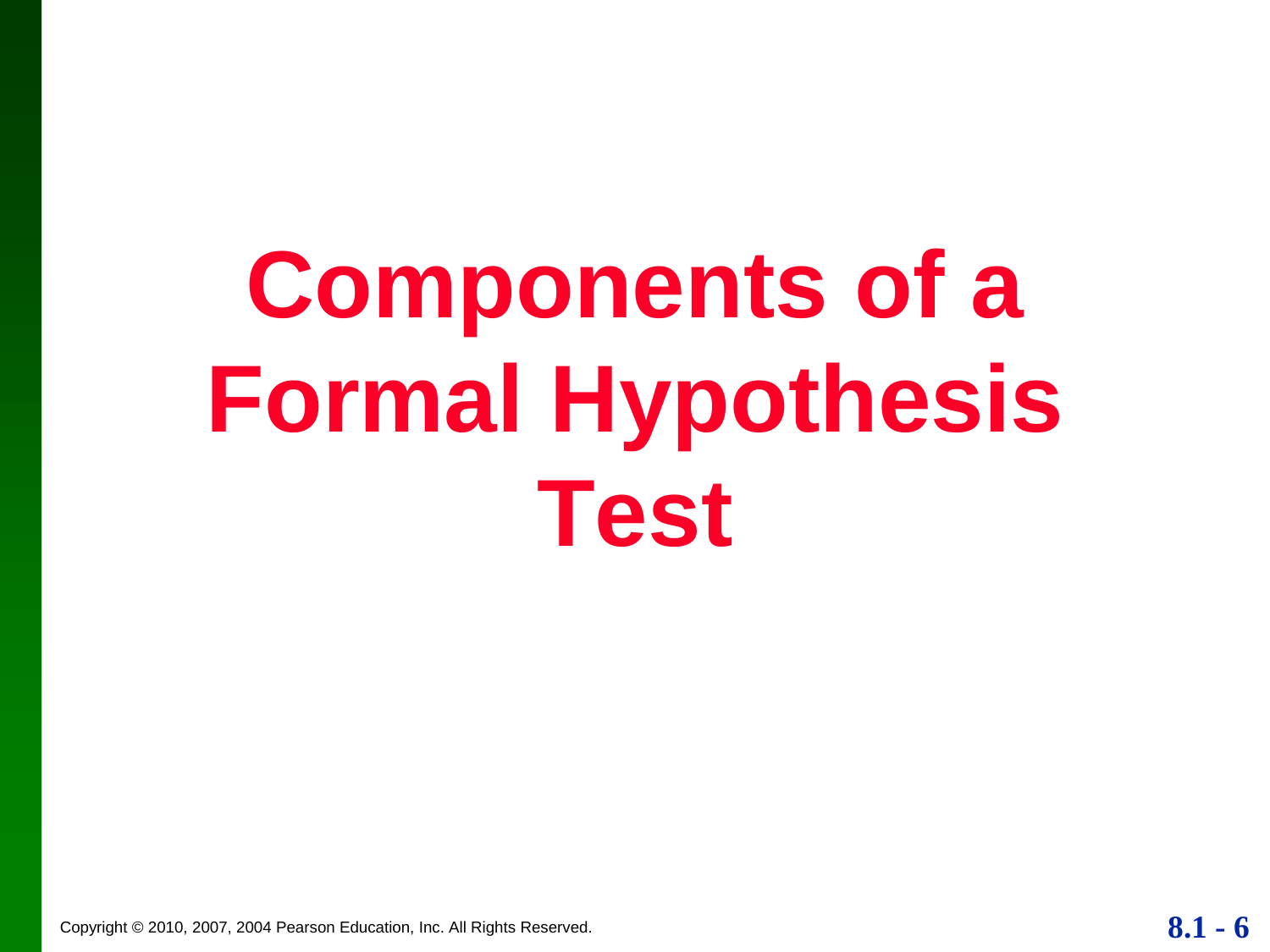# Components of a Formal Hypothesis Test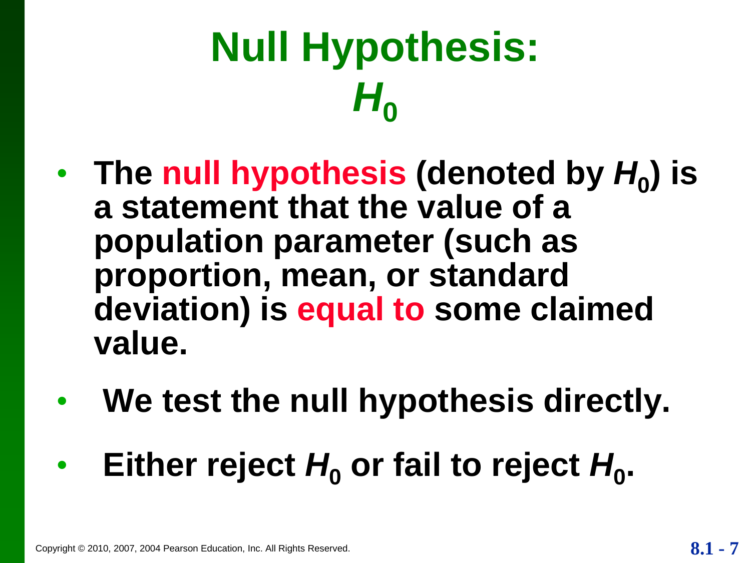# Null Hypothesis: $H_0$

- The **null hypothesis** (denoted by $H_0$) is a statement that the value of a population parameter (such as proportion, mean, or standard deviation) is **equal to** some claimed value.
- We test the null hypothesis directly.
- Either reject $H_0$ or fail to reject $H_0$.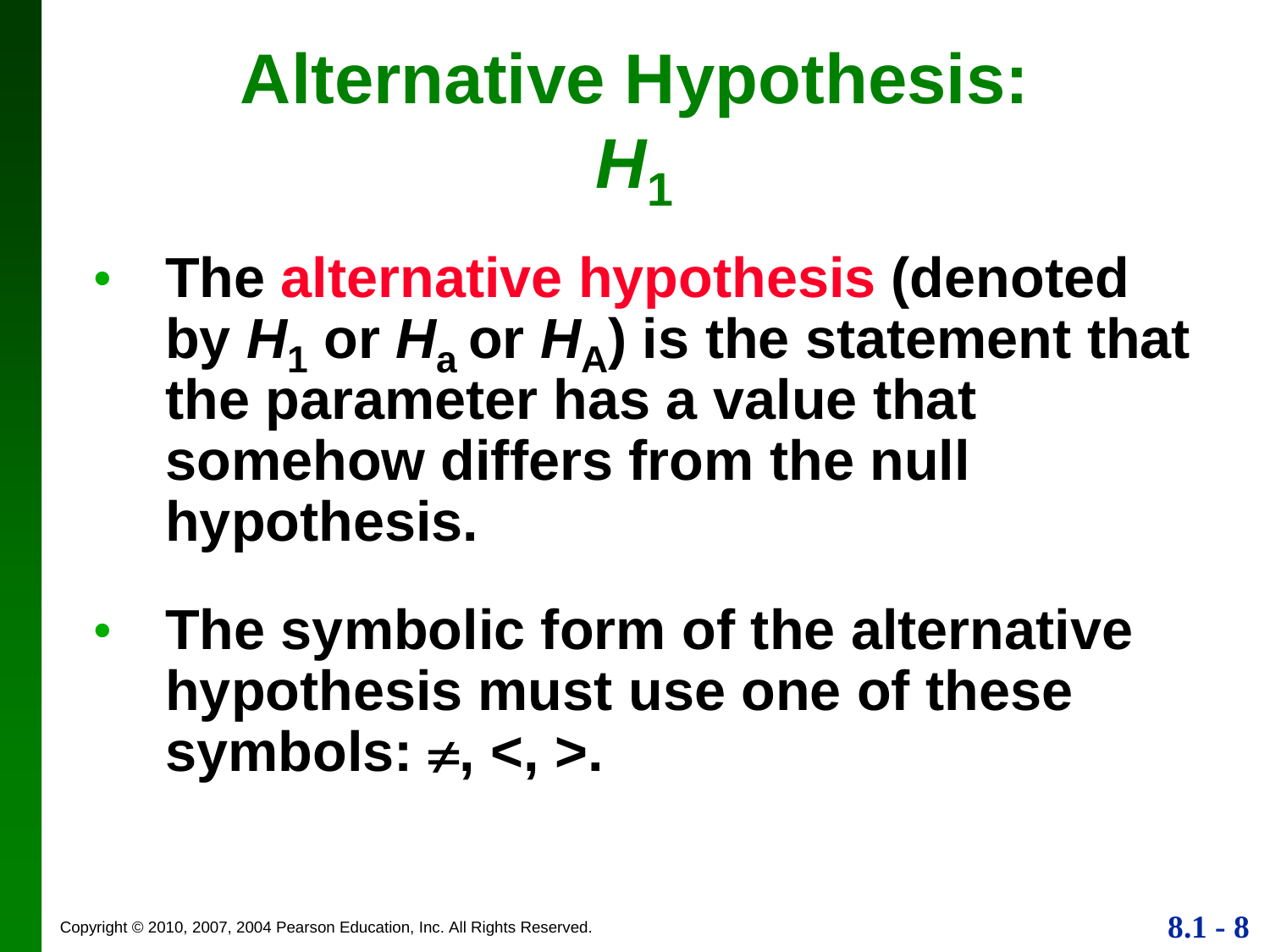# Alternative Hypothesis: $H_1$

- The **alternative hypothesis** (denoted by $H_1$ or $H_a$ or $H_A$) is the statement that the parameter has a value that somehow differs from the null hypothesis.

- The symbolic form of the alternative hypothesis must use one of these symbols: $\neq$, $<$, $>$.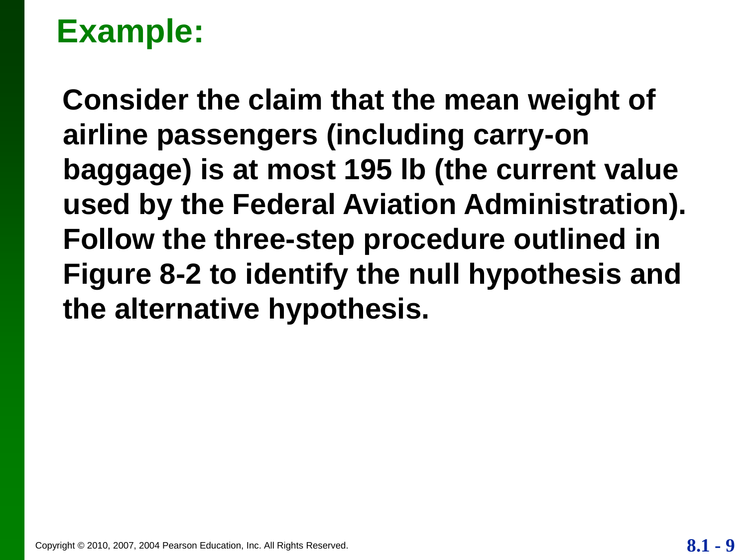## Example:

**Consider the claim that the mean weight of airline passengers (including carry-on baggage) is at most 195 lb (the current value used by the Federal Aviation Administration). Follow the three-step procedure outlined in Figure 8-2 to identify the null hypothesis and the alternative hypothesis.**

Copyright © 2010, 2007, 2004 Pearson Education, Inc. All Rights Reserved.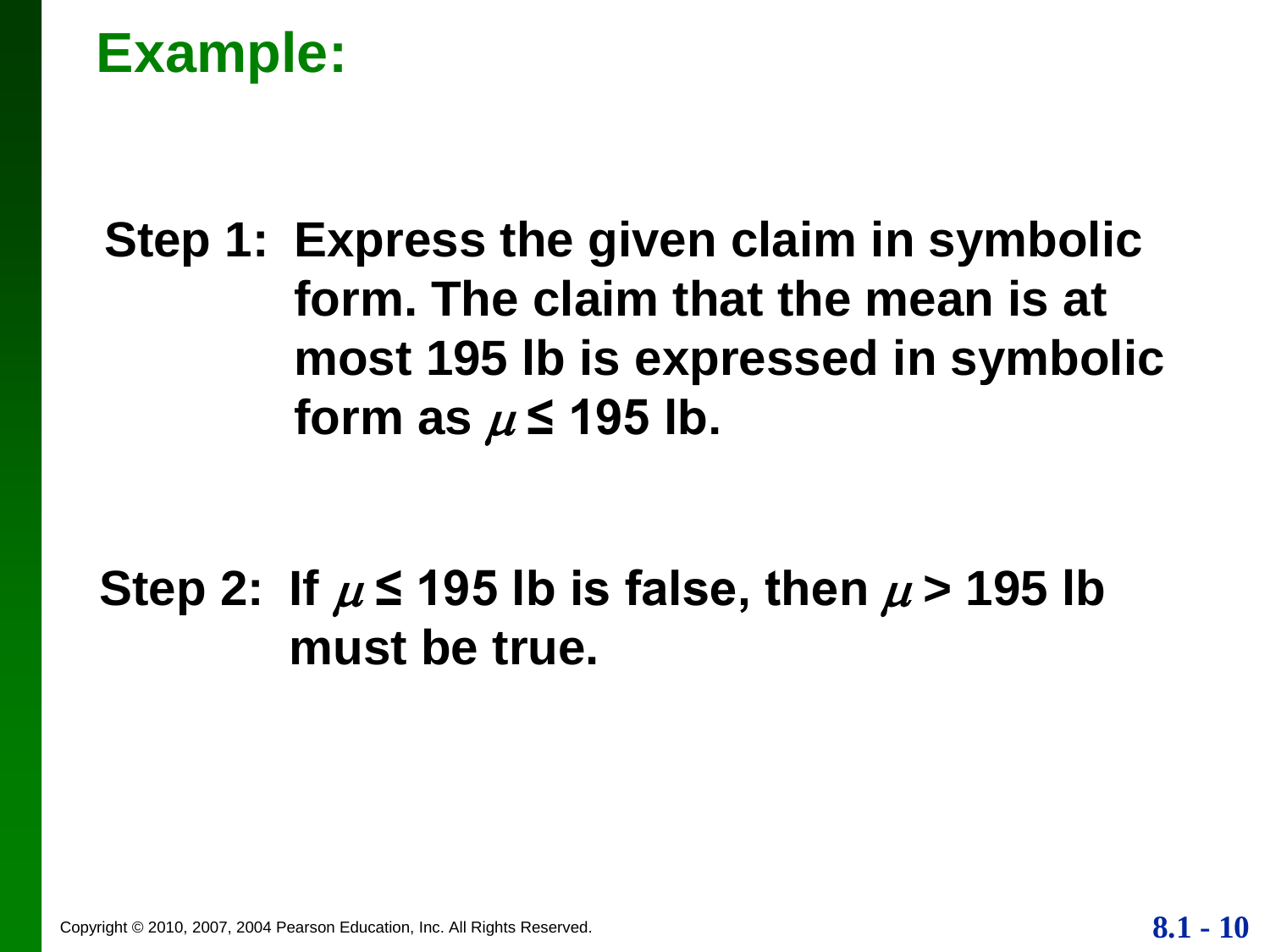# Example:

**Step 1: Express the given claim in symbolic form. The claim that the mean is at most 195 lb is expressed in symbolic form as $\mu \le 195$ lb.**

**Step 2: If $\mu \le 195$ lb is false, then $\mu > 195$ lb must be true.**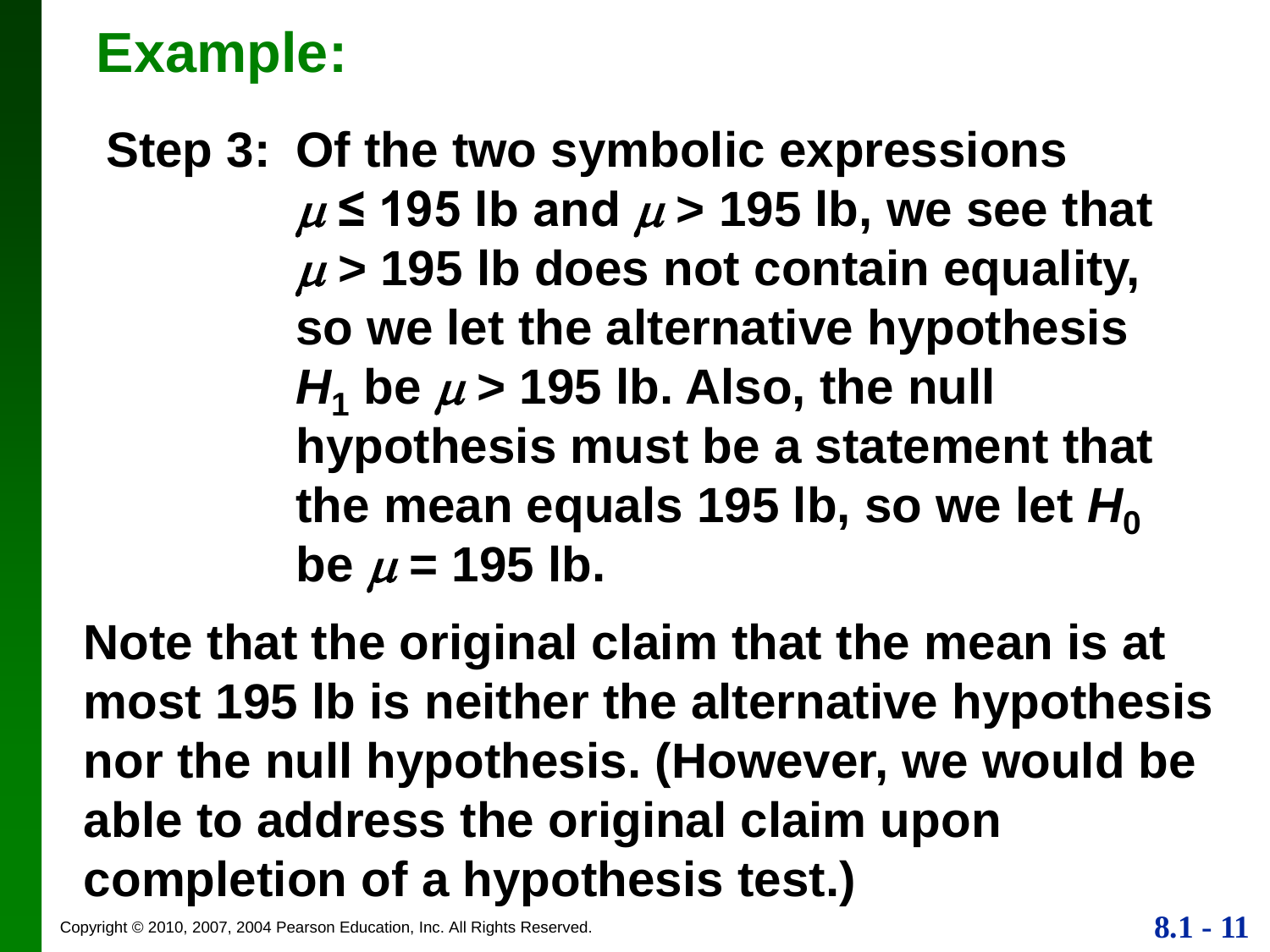## Example:

**Step 3:** Of the two symbolic expressions $\mu \leq 195$ lb and $\mu > 195$ lb, we see that $\mu > 195$ lb does not contain equality, so we let the alternative hypothesis $H_1$ be $\mu > 195$ lb. Also, the null hypothesis must be a statement that the mean equals 195 lb, so we let $H_0$ be $\mu = 195$ lb.

Note that the original claim that the mean is at most 195 lb is neither the alternative hypothesis nor the null hypothesis. (However, we would be able to address the original claim upon completion of a hypothesis test.)

Copyright © 2010, 2007, 2004 Pearson Education, Inc. All Rights Reserved.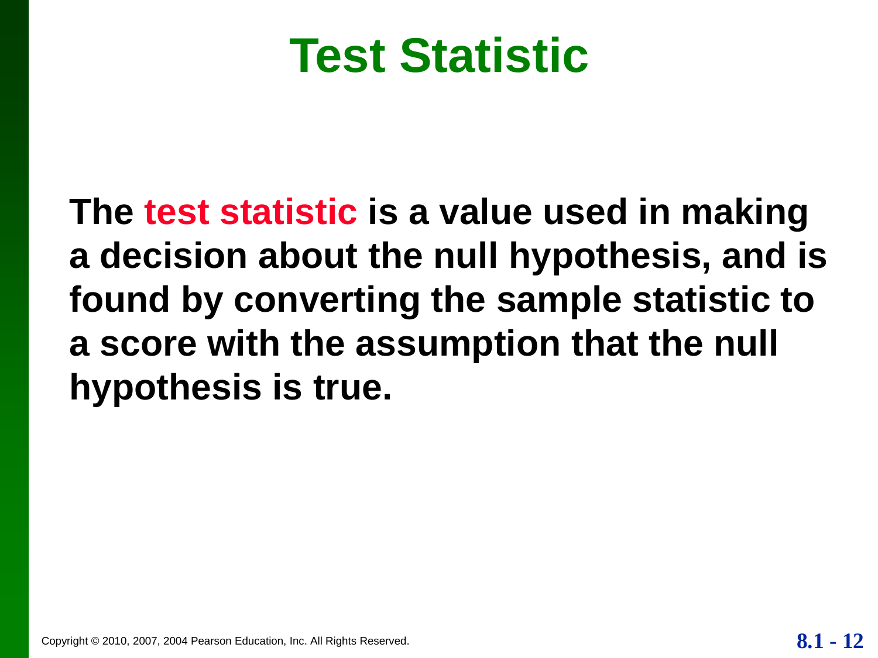# Test Statistic

The **test statistic** is a value used in making a decision about the null hypothesis, and is found by converting the sample statistic to a score with the assumption that the null hypothesis is true.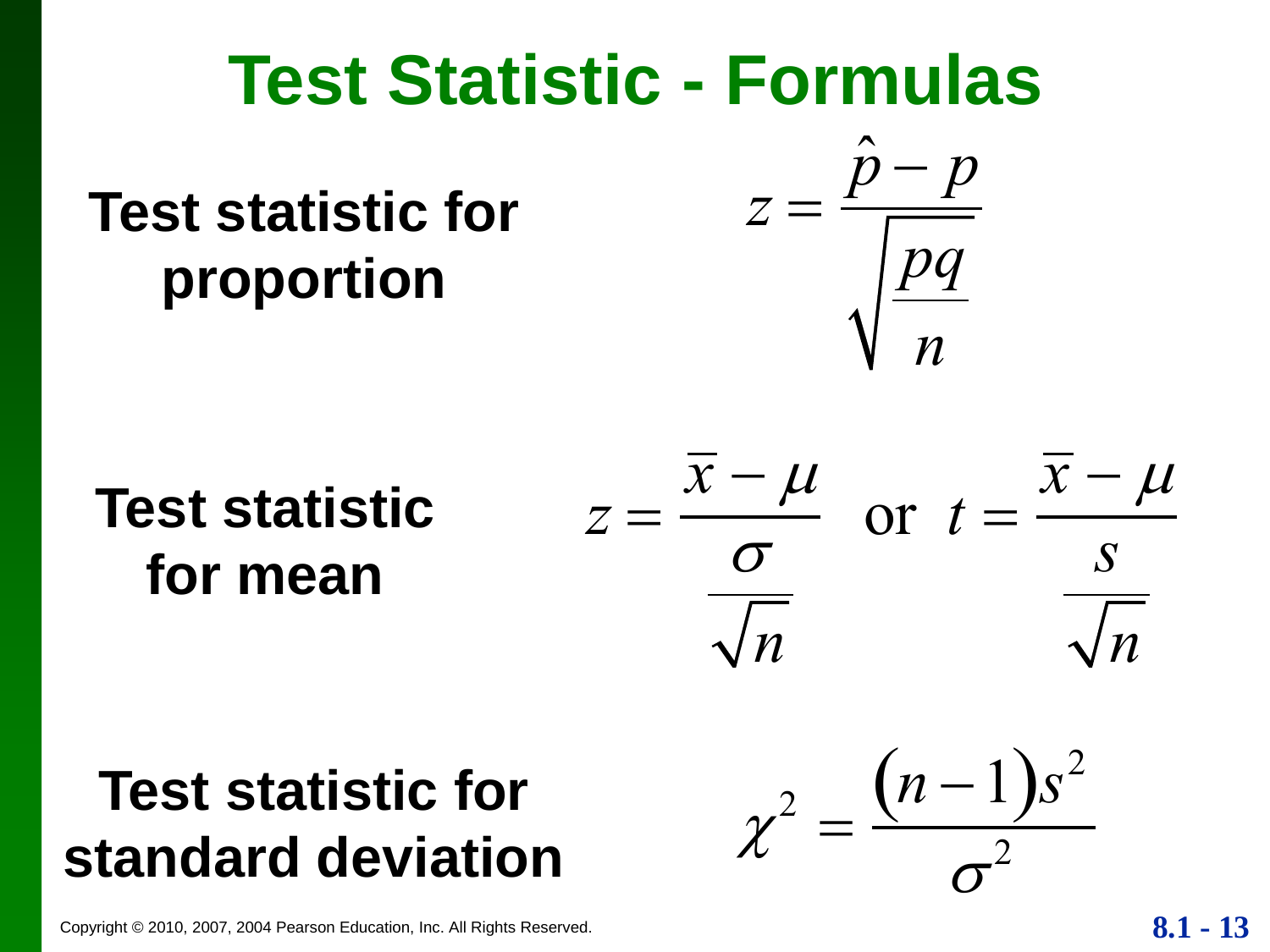# Test Statistic - Formulas

**Test statistic for proportion**

$$z = \frac{\hat{p} - p}{\sqrt{\frac{pq}{n}}}$$

**Test statistic for mean**

$$z = \frac{\bar{x} - \mu}{\frac{\sigma}{\sqrt{n}}} \quad \text{or} \quad t = \frac{\bar{x} - \mu}{\frac{s}{\sqrt{n}}}$$

**Test statistic for standard deviation**

$$\chi^2 = \frac{(n-1)s^2}{\sigma^2}$$

Copyright © 2010, 2007, 2004 Pearson Education, Inc. All Rights Reserved.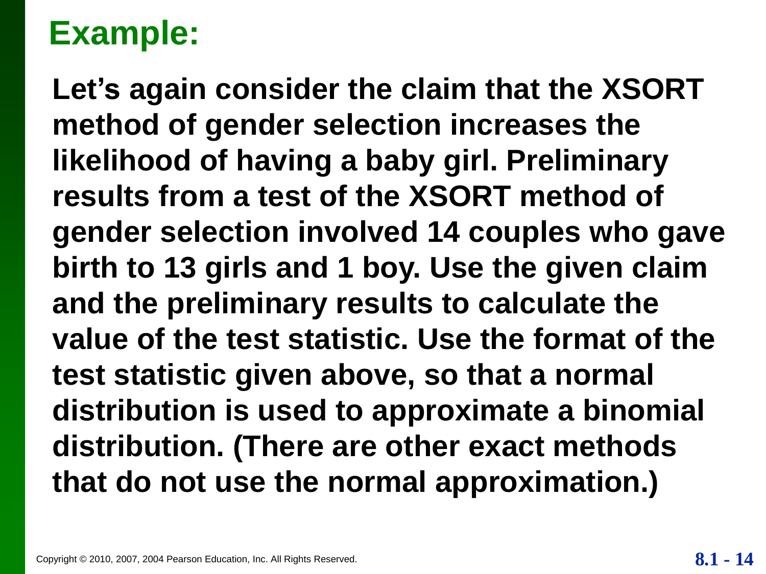## Example:

**Let's again consider the claim that the XSORT method of gender selection increases the likelihood of having a baby girl. Preliminary results from a test of the XSORT method of gender selection involved 14 couples who gave birth to 13 girls and 1 boy. Use the given claim and the preliminary results to calculate the value of the test statistic. Use the format of the test statistic given above, so that a normal distribution is used to approximate a binomial distribution. (There are other exact methods that do not use the normal approximation.)**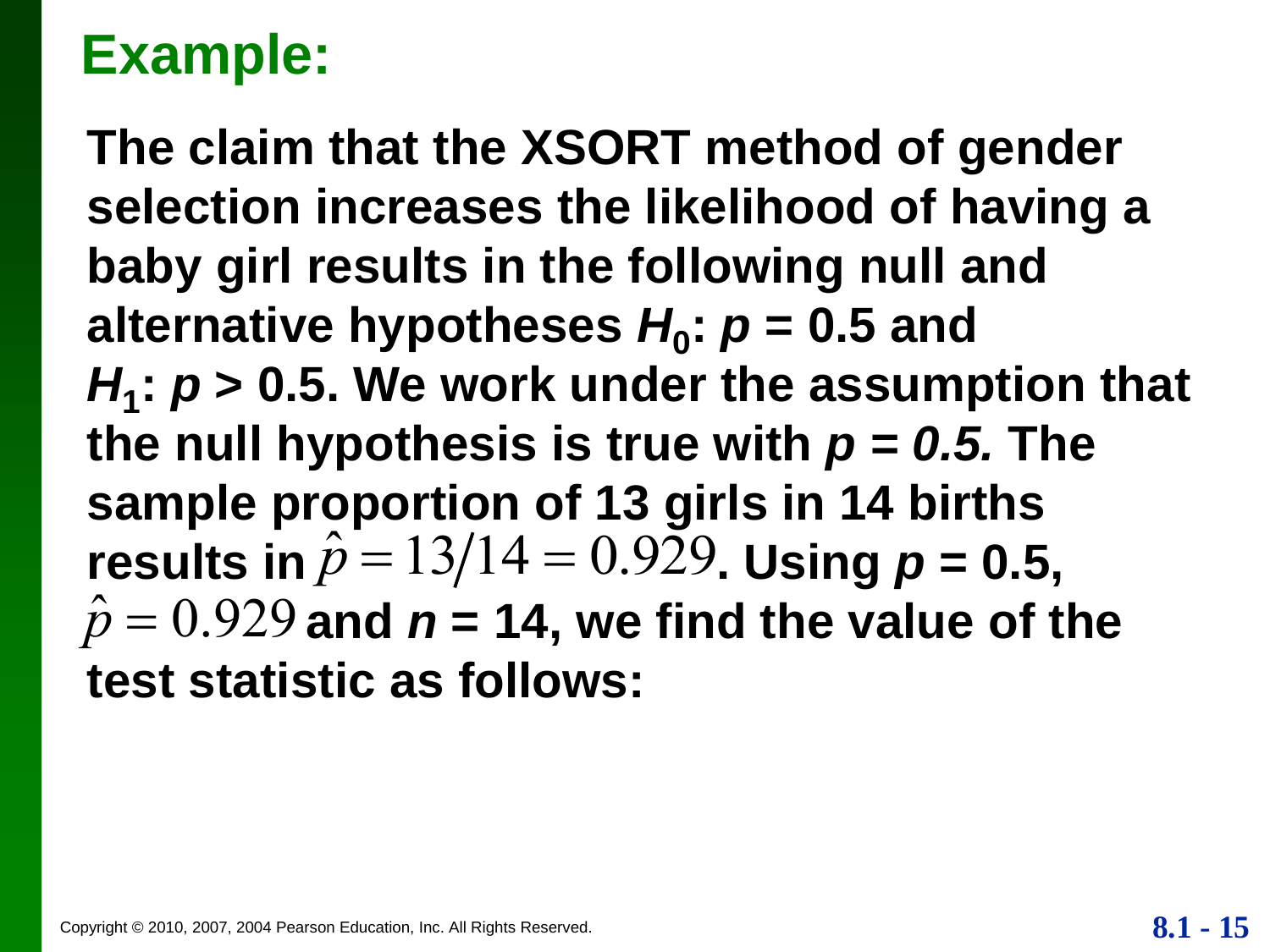## Example:

**The claim that the XSORT method of gender selection increases the likelihood of having a baby girl results in the following null and alternative hypotheses $H_0$: $p = 0.5$ and $H_1$: $p > 0.5$. We work under the assumption that the null hypothesis is true with $p = 0.5$. The sample proportion of 13 girls in 14 births results in $\hat{p} = 13/14 = 0.929$. Using $p = 0.5$, $\hat{p} = 0.929$ and $n = 14$, we find the value of the test statistic as follows:**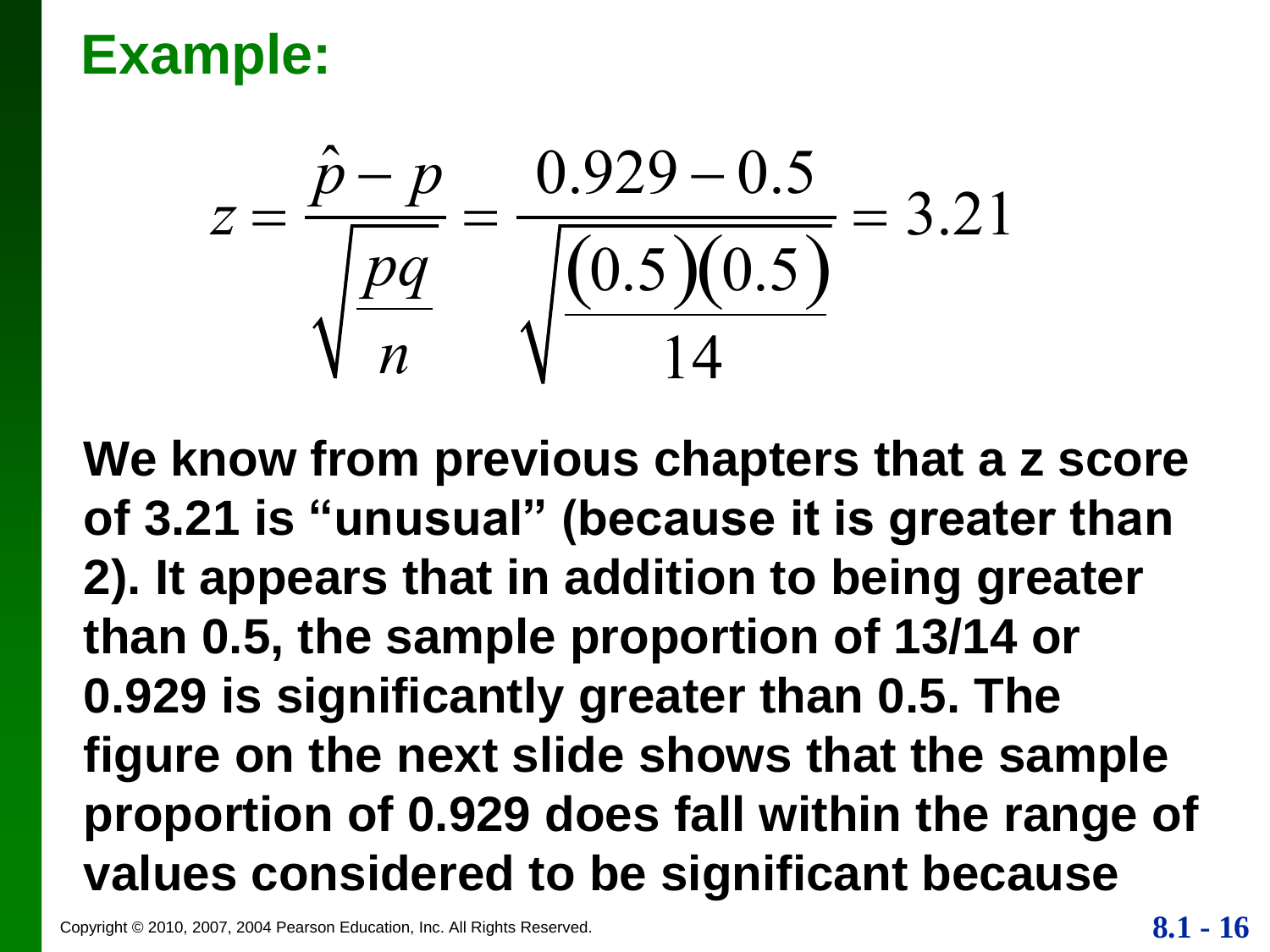# Example:

$$z = \frac{\hat{p} - p}{\sqrt{\frac{pq}{n}}} = \frac{0.929 - 0.5}{\sqrt{\frac{(0.5)(0.5)}{14}}} = 3.21$$

**We know from previous chapters that a z score of 3.21 is "unusual" (because it is greater than 2). It appears that in addition to being greater than 0.5, the sample proportion of 13/14 or 0.929 is significantly greater than 0.5. The figure on the next slide shows that the sample proportion of 0.929 does fall within the range of values considered to be significant because**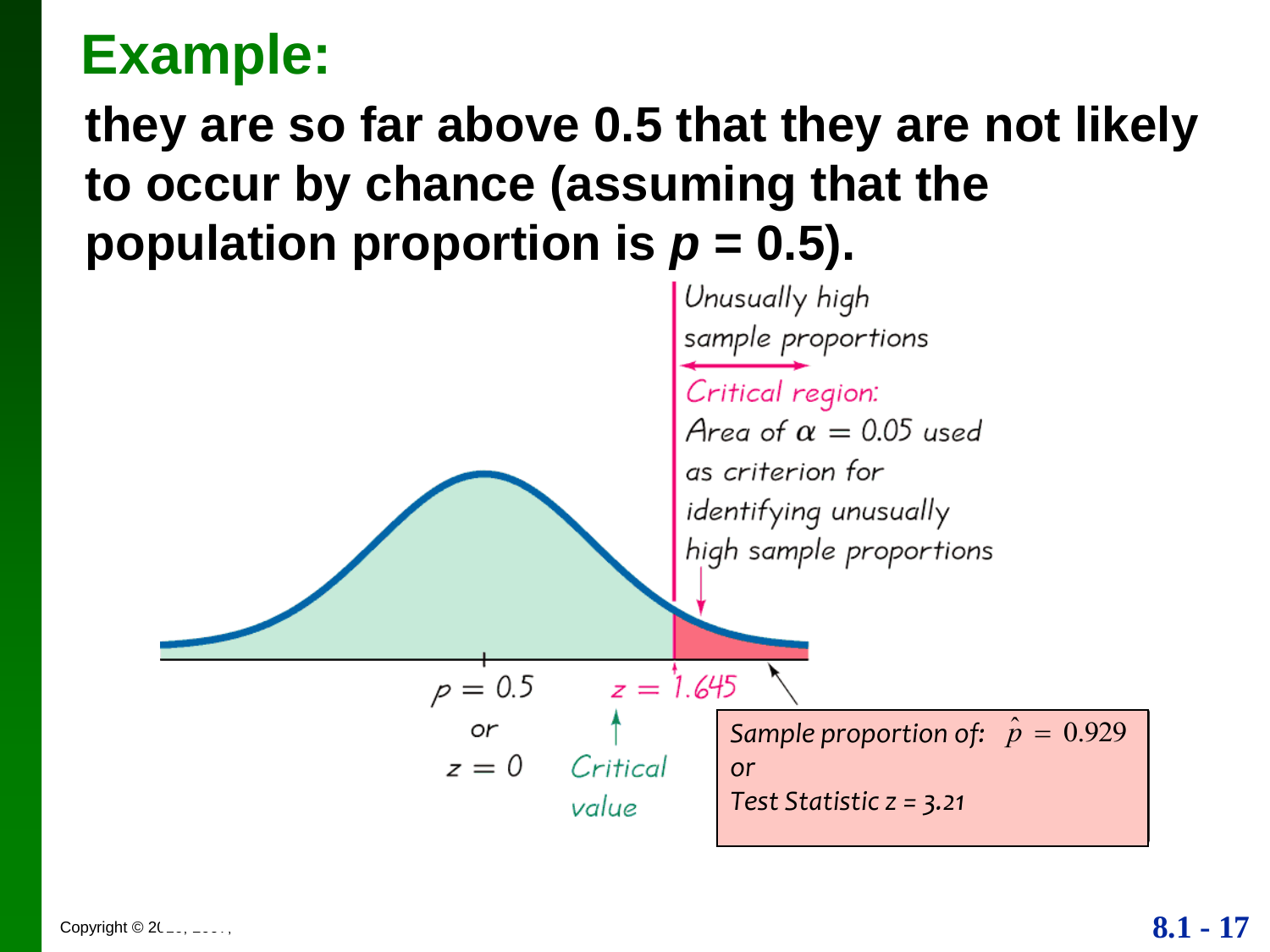# Example:

**they are so far above 0.5 that they are not likely to occur by chance (assuming that the population proportion is $p = 0.5$).**

Unusually high sample proportions

Critical region: Area of $\alpha = 0.05$ used as criterion for identifying unusually high sample proportions

$p = 0.5$ or $z = 0$

$z = 1.645$

Critical value

Sample proportion of: $\hat{p} = 0.929$ or Test Statistic $z = 3.21$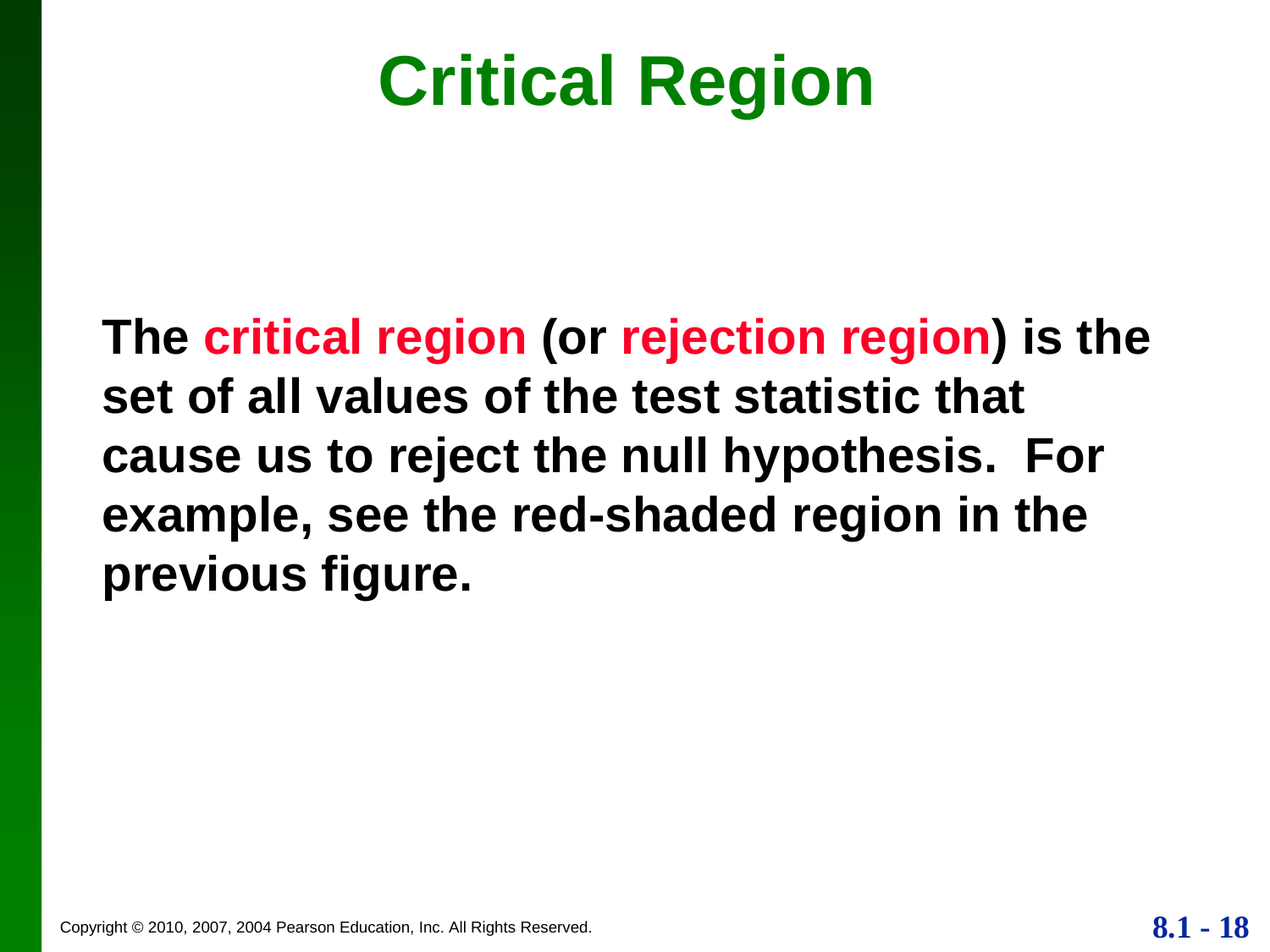# Critical Region

**The critical region (or rejection region) is the set of all values of the test statistic that cause us to reject the null hypothesis. For example, see the red-shaded region in the previous figure.**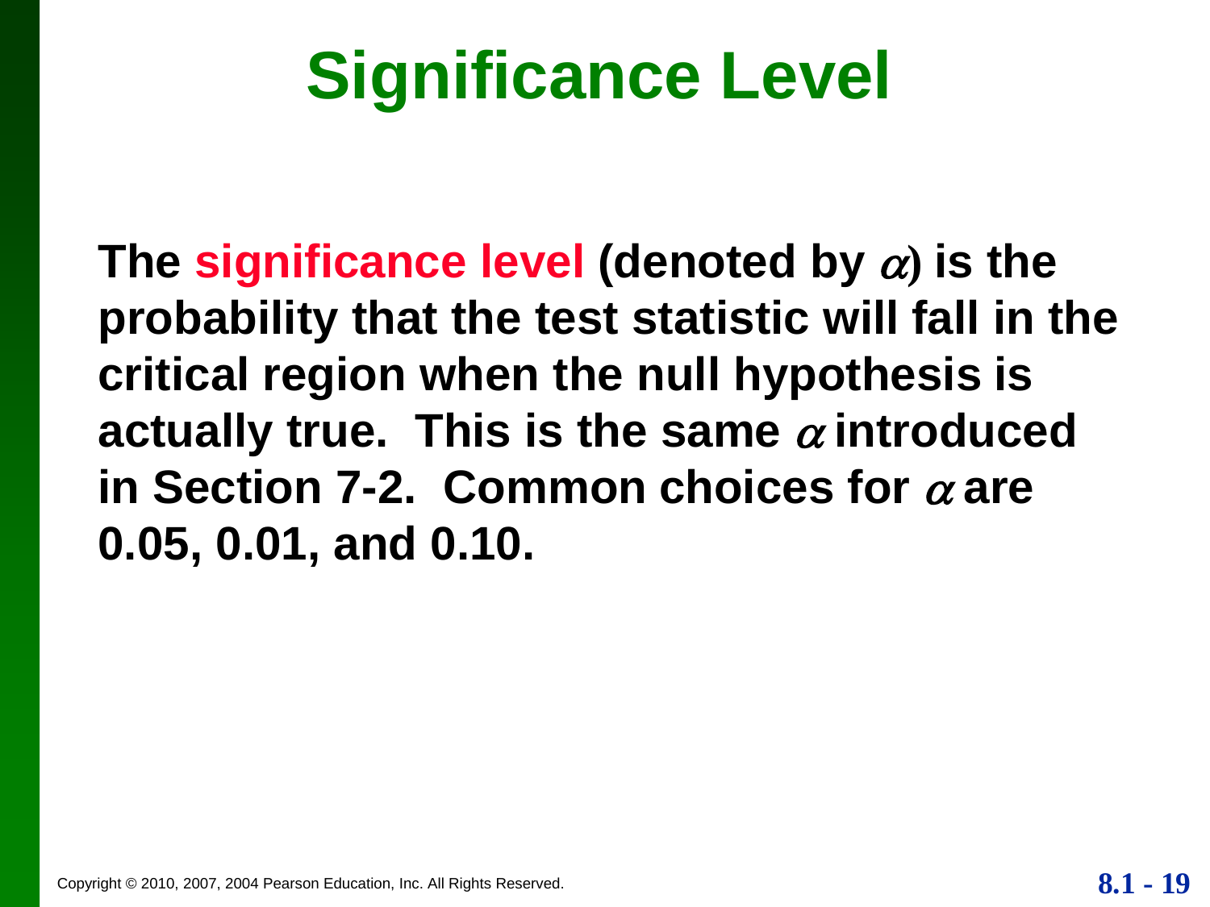# Significance Level

**The significance level (denoted by $\alpha$) is the probability that the test statistic will fall in the critical region when the null hypothesis is actually true. This is the same $\alpha$ introduced in Section 7-2. Common choices for $\alpha$ are 0.05, 0.01, and 0.10.**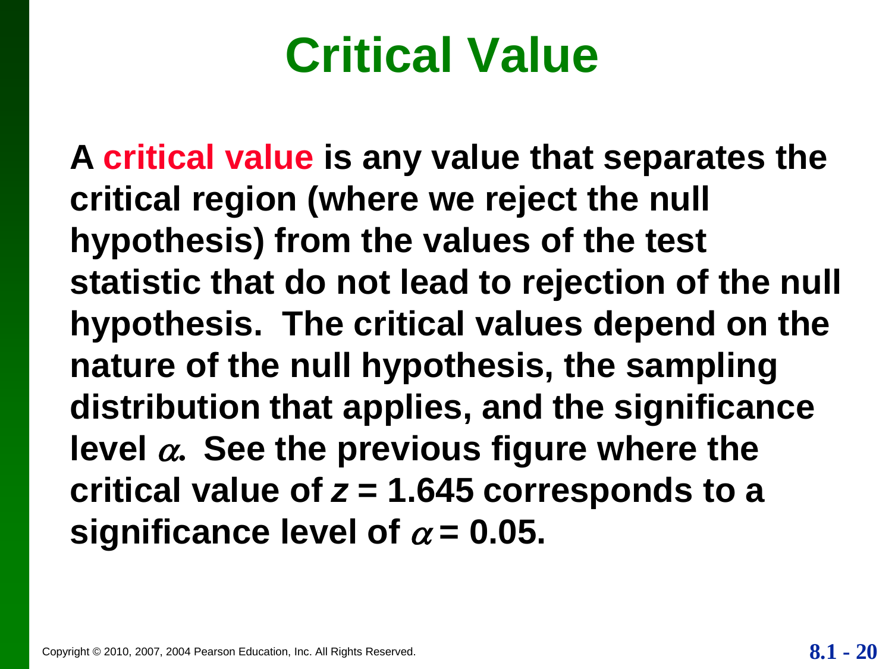# Critical Value

**A critical value is any value that separates the critical region (where we reject the null hypothesis) from the values of the test statistic that do not lead to rejection of the null hypothesis. The critical values depend on the nature of the null hypothesis, the sampling distribution that applies, and the significance level $\alpha$. See the previous figure where the critical value of $z = 1.645$ corresponds to a significance level of $\alpha = 0.05$.**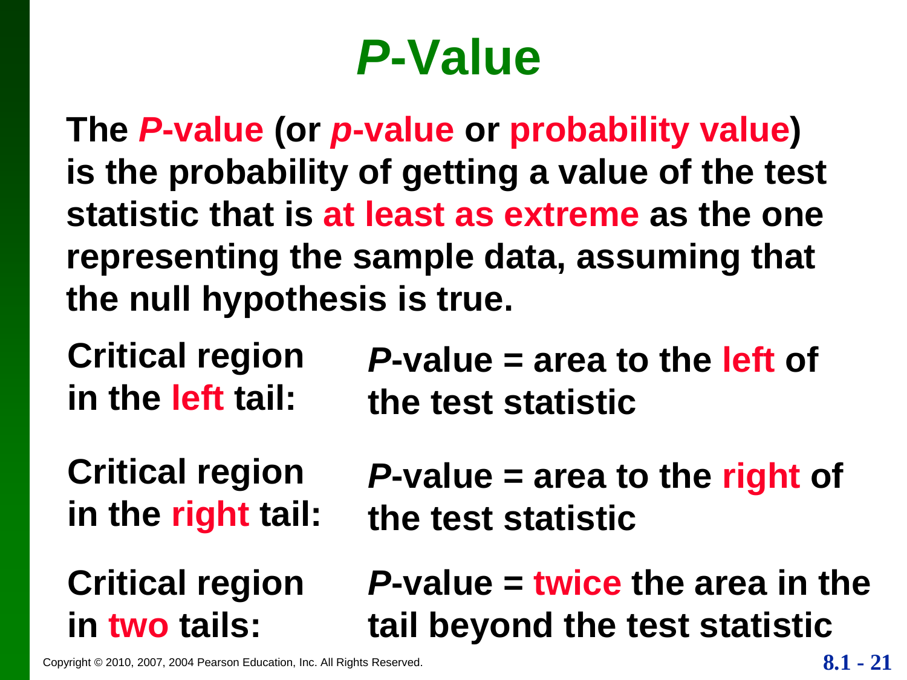# *P*-Value

**The *P*-value (or *p*-value or probability value) is the probability of getting a value of the test statistic that is at least as extreme as the one representing the sample data, assuming that the null hypothesis is true.**

| | |
|---|---|
| **Critical region in the left tail:** | ***P*-value = area to the left of the test statistic** |
| **Critical region in the right tail:** | ***P*-value = area to the right of the test statistic** |
| **Critical region in two tails:** | ***P*-value = twice the area in the tail beyond the test statistic** |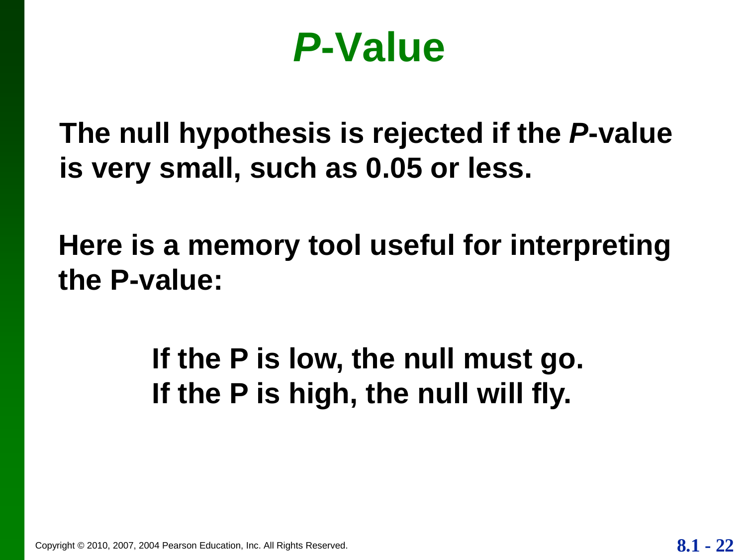# *P*-Value

**The null hypothesis is rejected if the *P*-value is very small, such as 0.05 or less.**

**Here is a memory tool useful for interpreting the P-value:**

**If the P is low, the null must go.**
**If the P is high, the null will fly.**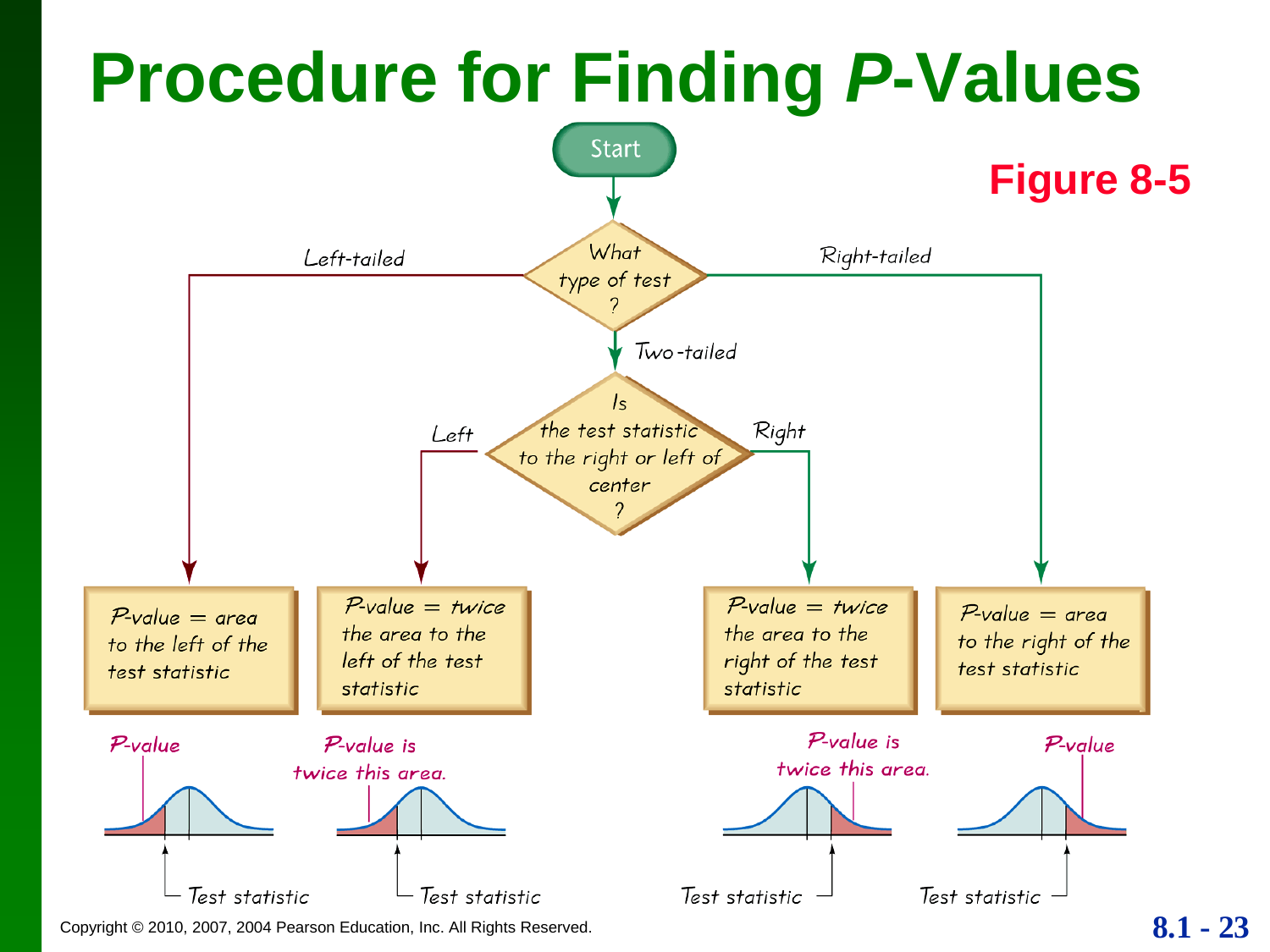# Procedure for Finding *P*-Values

**Figure 8-5**

Start

What type of test?

- **Left-tailed:** *P*-value = area to the left of the test statistic
- **Right-tailed:** *P*-value = area to the right of the test statistic
- **Two-tailed:** Is the test statistic to the right or left of center?
  - **Left:** *P*-value = twice the area to the left of the test statistic
  - **Right:** *P*-value = twice the area to the right of the test statistic

*P*-value — Test statistic

*P*-value is twice this area. — Test statistic

*P*-value is twice this area. — Test statistic

*P*-value — Test statistic

Copyright © 2010, 2007, 2004 Pearson Education, Inc. All Rights Reserved.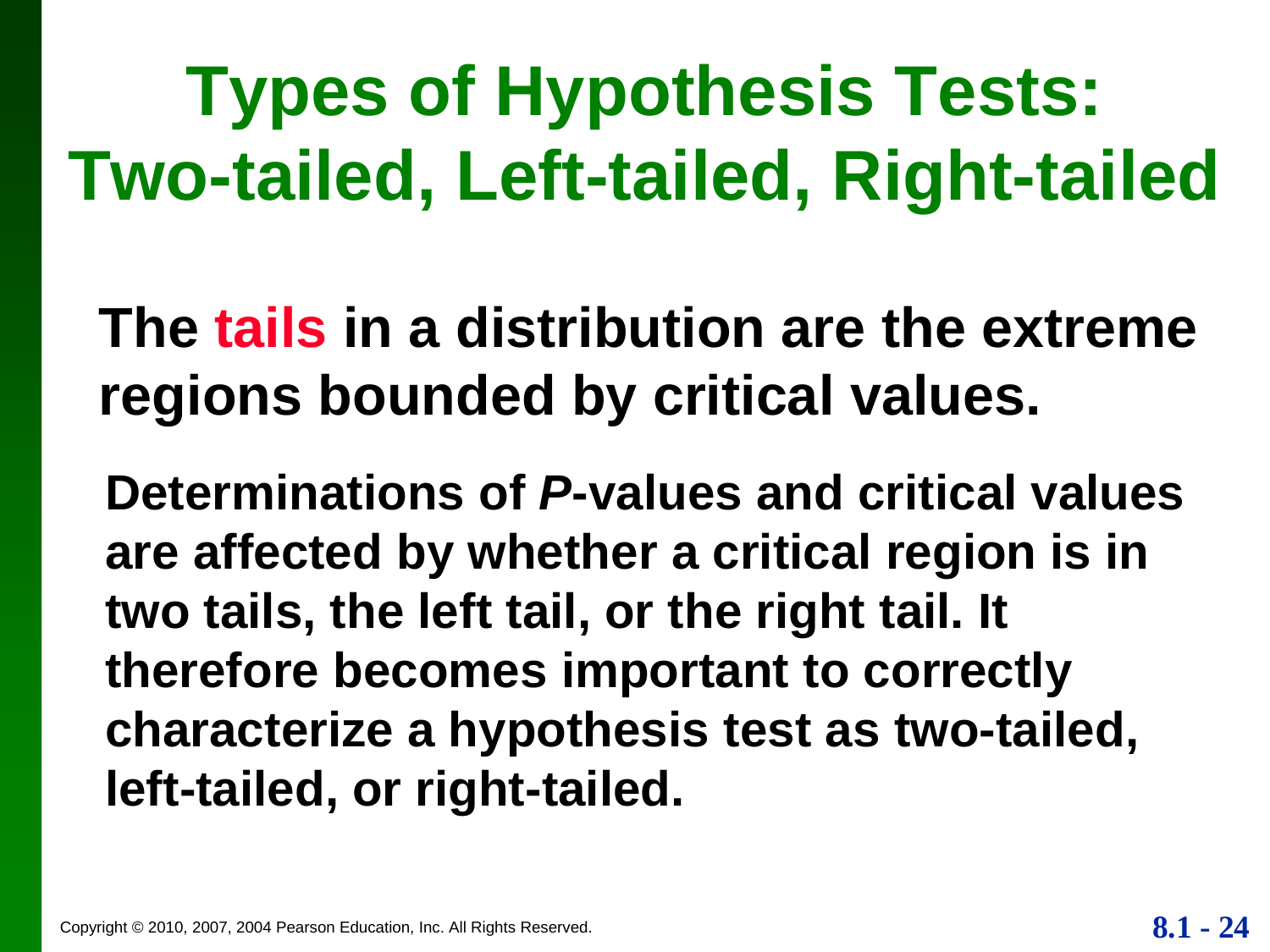# Types of Hypothesis Tests: Two-tailed, Left-tailed, Right-tailed

**The tails in a distribution are the extreme regions bounded by critical values.**

**Determinations of *P*-values and critical values are affected by whether a critical region is in two tails, the left tail, or the right tail. It therefore becomes important to correctly characterize a hypothesis test as two-tailed, left-tailed, or right-tailed.**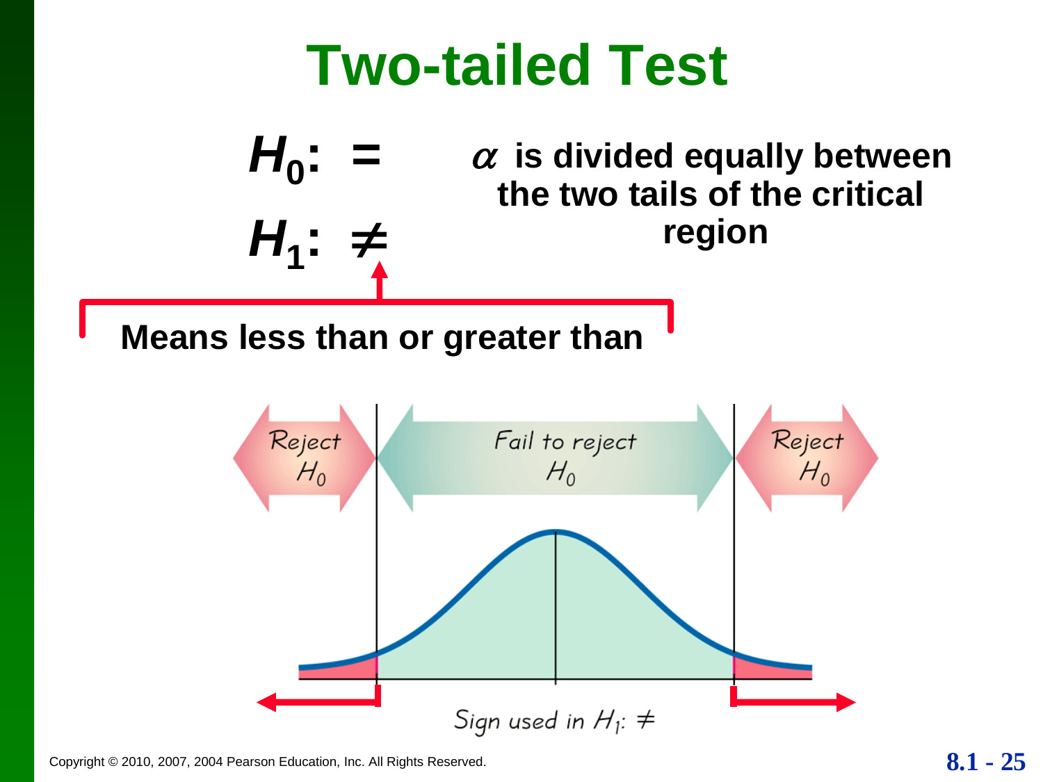# Two-tailed Test

$H_0$: =

$H_1$: ≠

$\alpha$ **is divided equally between the two tails of the critical region**

**Means less than or greater than**

Reject $H_0$

Fail to reject $H_0$

Reject $H_0$

Sign used in $H_1$: ≠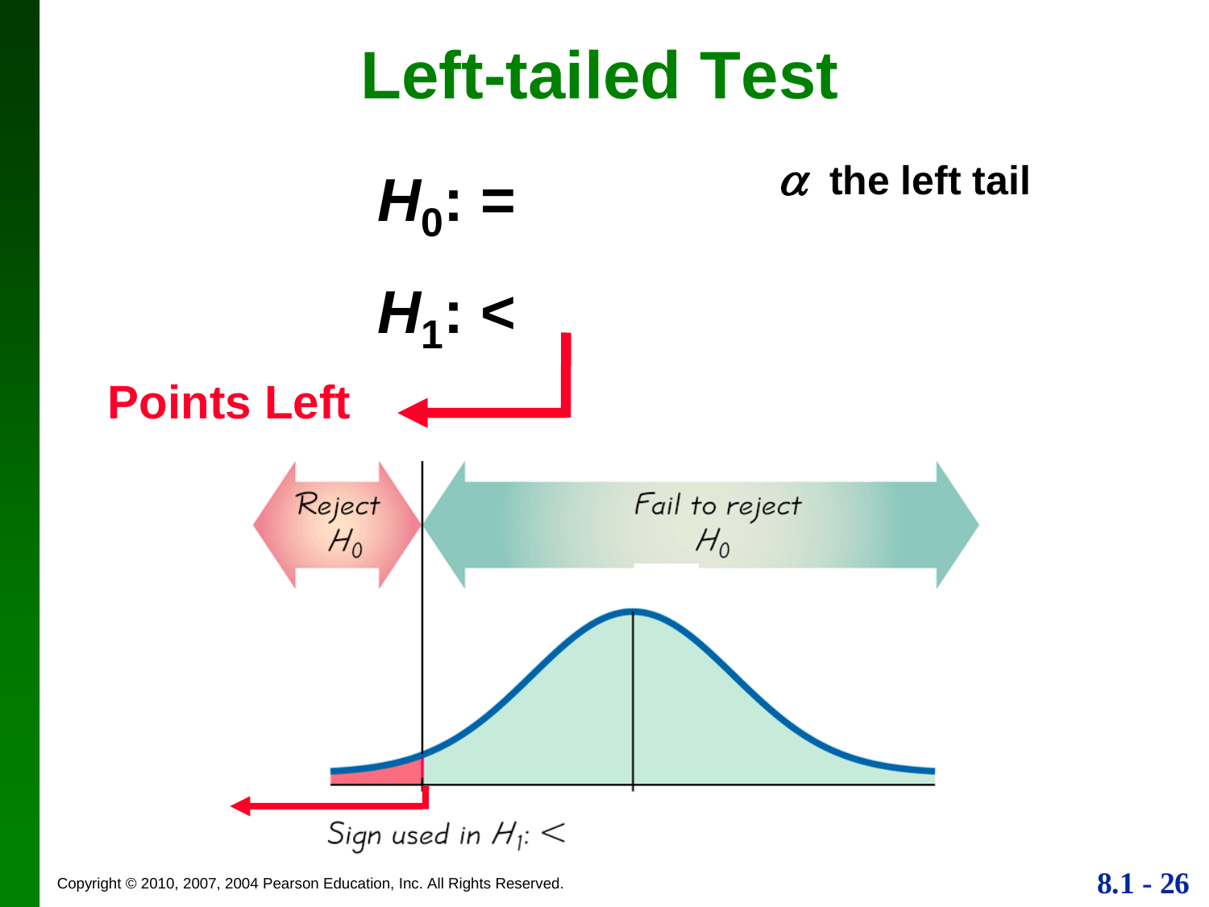# Left-tailed Test

$H_0$: =

$H_1$: <

$\alpha$ the left tail

**Points Left**

Reject $H_0$

Fail to reject $H_0$

Sign used in $H_1$: <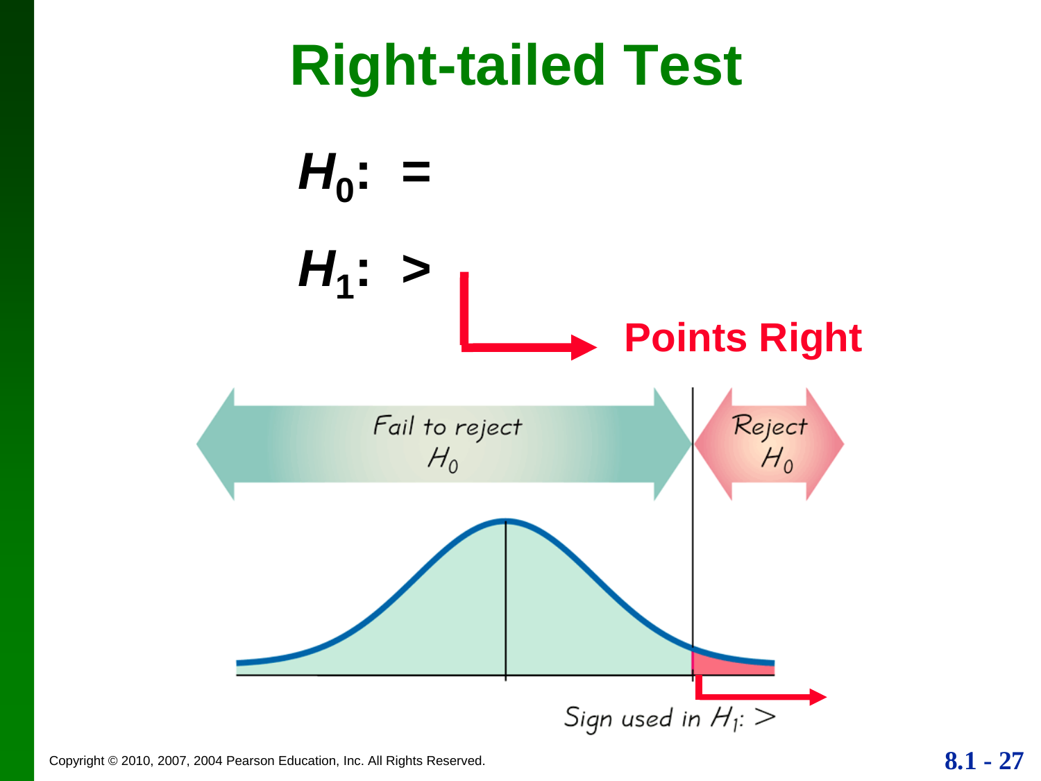# Right-tailed Test

$H_0$: =

$H_1$: >

Points Right

Fail to reject $H_0$

Reject $H_0$

Sign used in $H_1$: >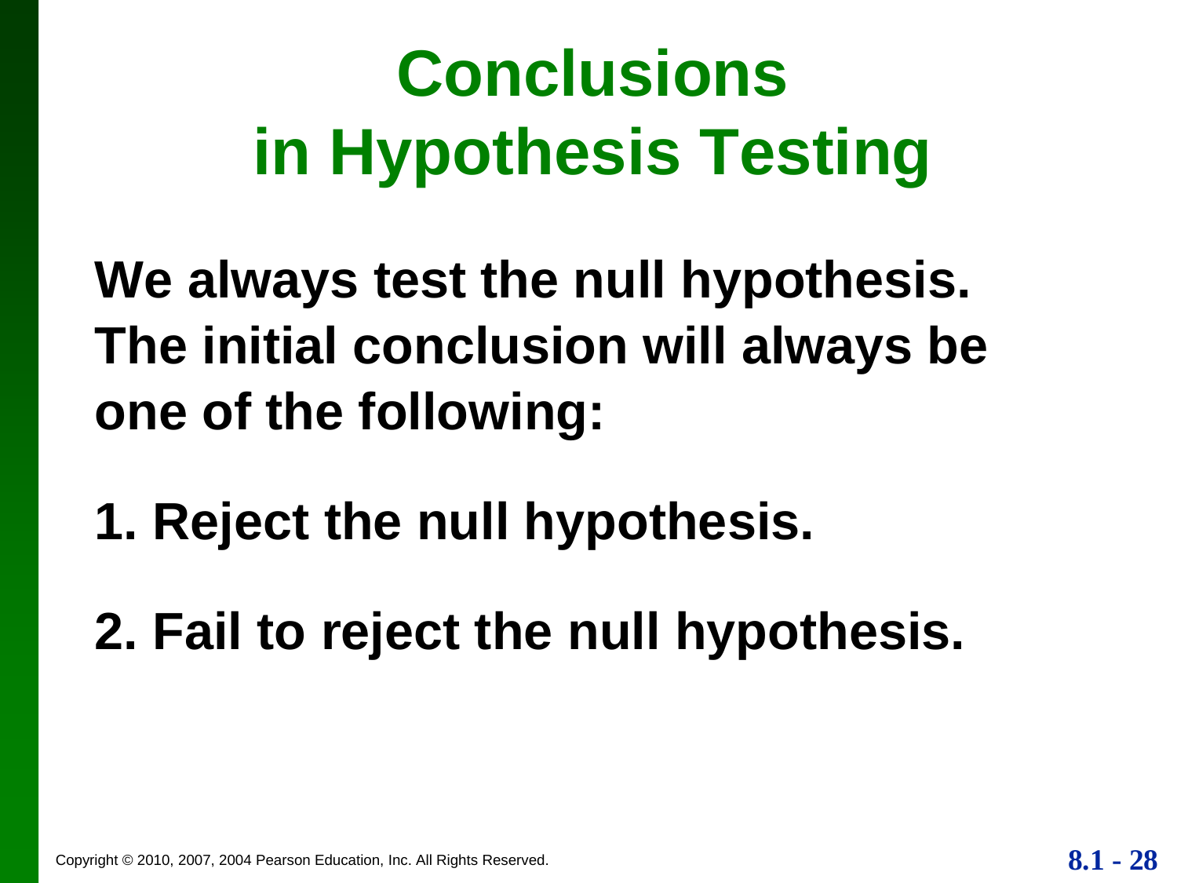# Conclusions in Hypothesis Testing

**We always test the null hypothesis. The initial conclusion will always be one of the following:**

**1. Reject the null hypothesis.**

**2. Fail to reject the null hypothesis.**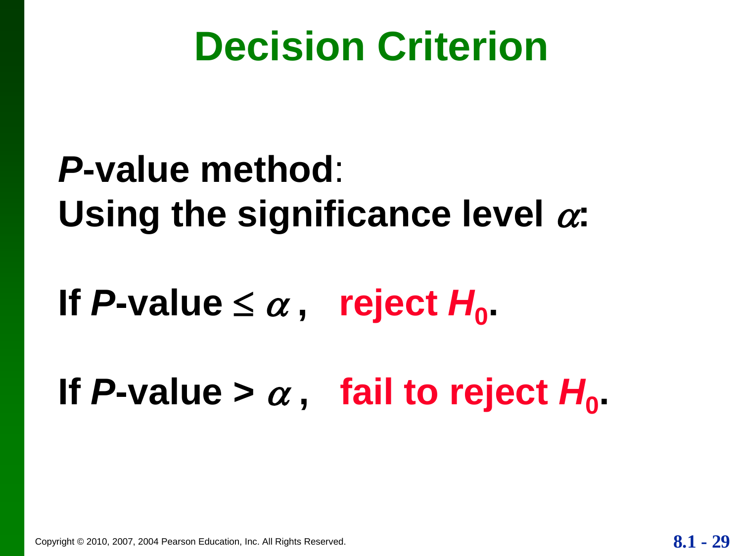# Decision Criterion

***P*-value method**:
**Using the significance level $\alpha$:**

**If *P*-value $\leq \alpha$, reject $H_0$.**

**If *P*-value $> \alpha$, fail to reject $H_0$.**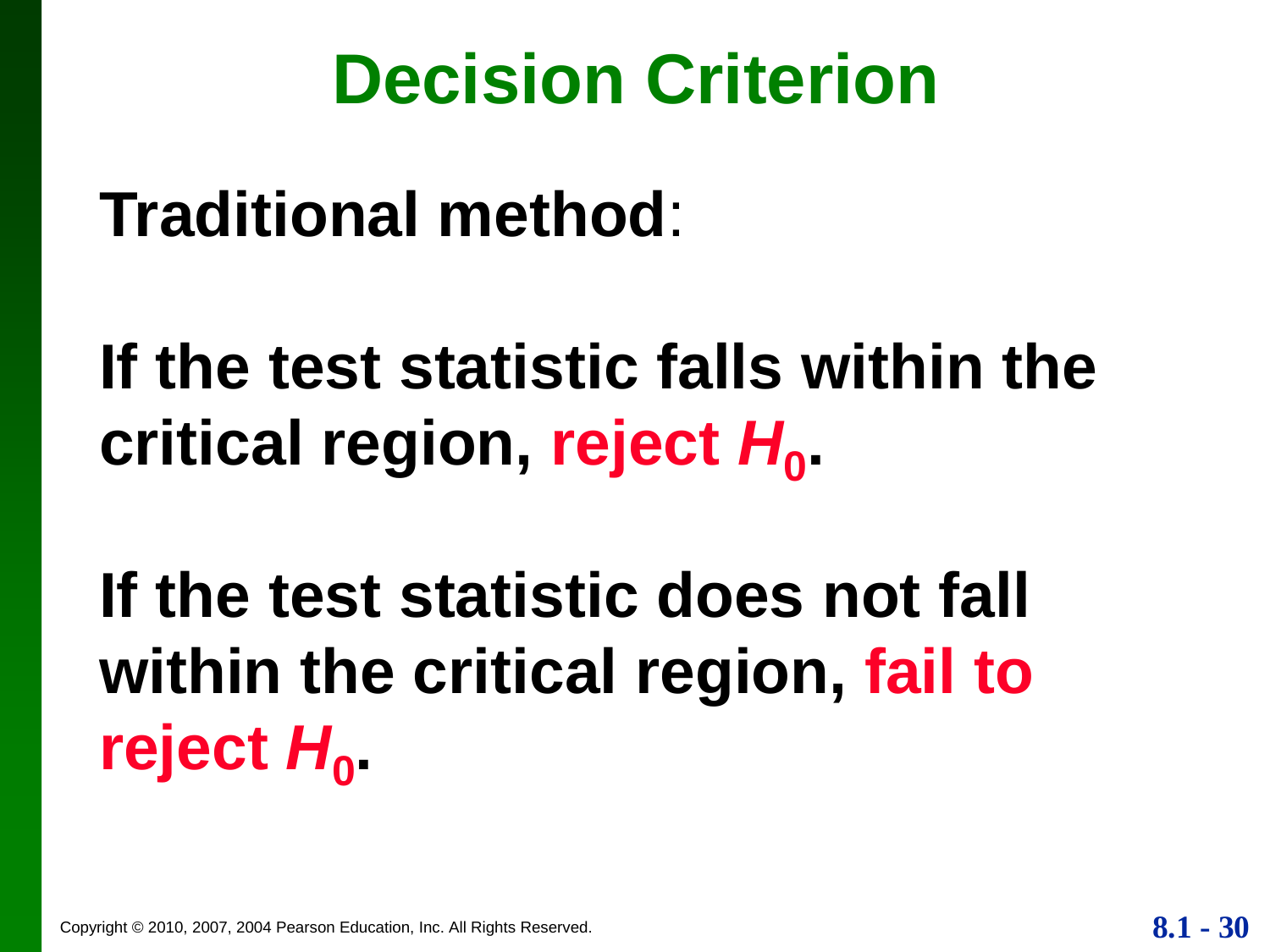# Decision Criterion

**Traditional method**:

**If the test statistic falls within the critical region, reject $H_0$.**

**If the test statistic does not fall within the critical region, fail to reject $H_0$.**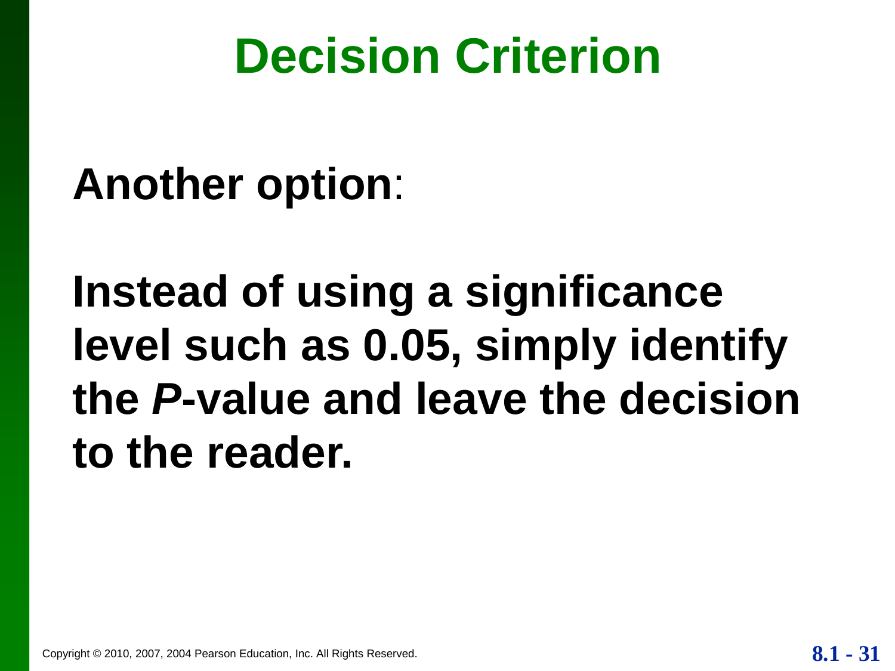# Decision Criterion

**Another option**:

**Instead of using a significance level such as 0.05, simply identify the *P*-value and leave the decision to the reader.**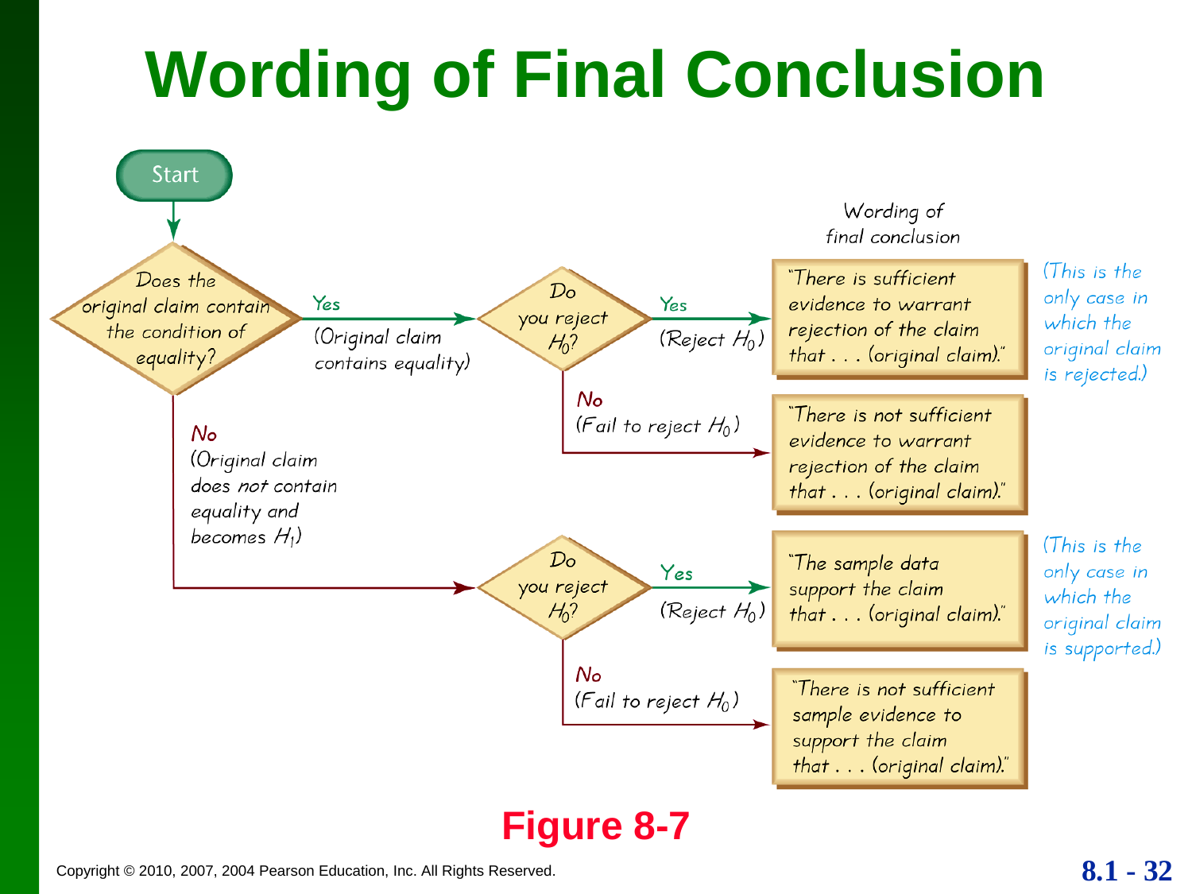# Wording of Final Conclusion

**Start**

**Does the original claim contain the condition of equality?**

- **Yes** (Original claim contains equality) → **Do you reject $H_0$?**
  - **Yes** (Reject $H_0$) → "There is sufficient evidence to warrant rejection of the claim that . . . (original claim)." *(This is the only case in which the original claim is rejected.)*
  - **No** (Fail to reject $H_0$) → "There is not sufficient evidence to warrant rejection of the claim that . . . (original claim)."
- **No** (Original claim does *not* contain equality and becomes $H_1$) → **Do you reject $H_0$?**
  - **Yes** (Reject $H_0$) → "The sample data support the claim that . . . (original claim)." *(This is the only case in which the original claim is supported.)*
  - **No** (Fail to reject $H_0$) → "There is not sufficient sample evidence to support the claim that . . . (original claim)."

Wording of final conclusion

**Figure 8-7**

Copyright © 2010, 2007, 2004 Pearson Education, Inc. All Rights Reserved.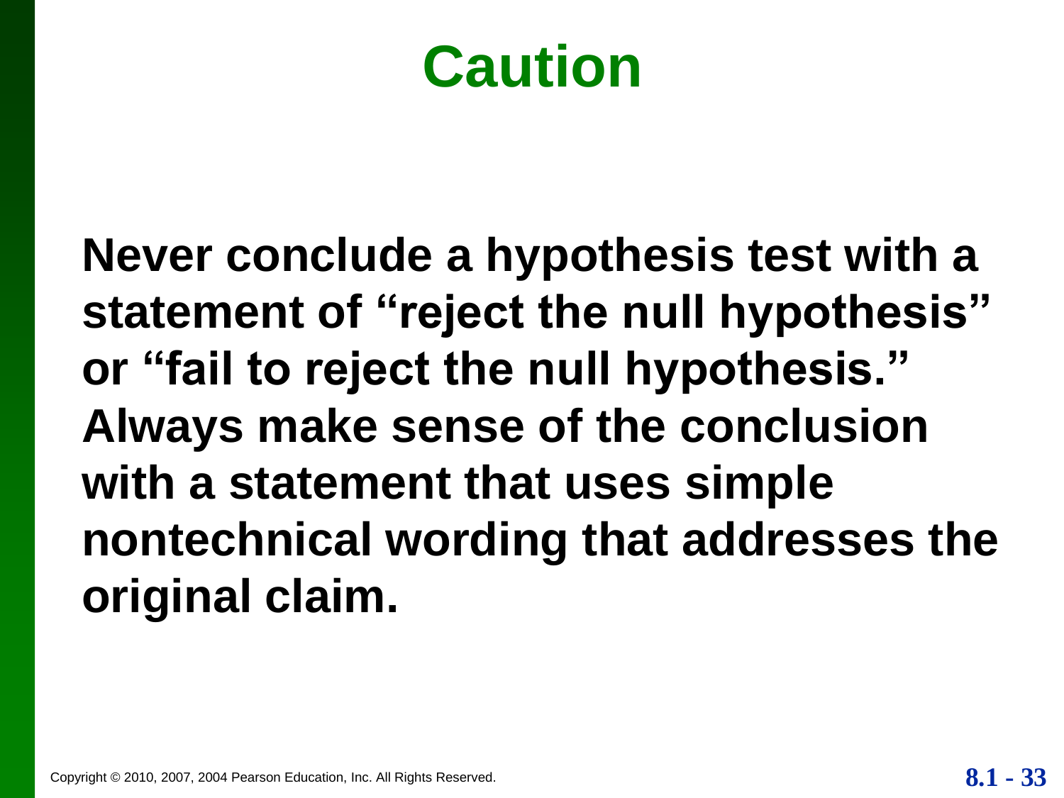# Caution

**Never conclude a hypothesis test with a statement of "reject the null hypothesis" or "fail to reject the null hypothesis." Always make sense of the conclusion with a statement that uses simple nontechnical wording that addresses the original claim.**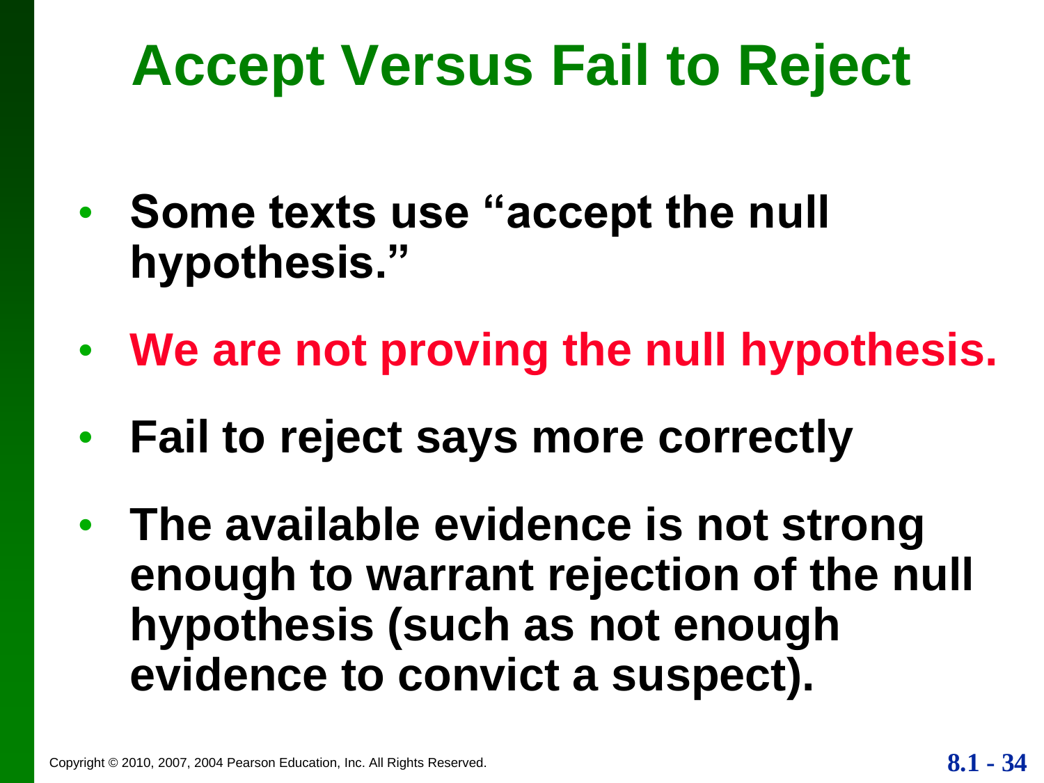# Accept Versus Fail to Reject

- **Some texts use "accept the null hypothesis."**
- **We are not proving the null hypothesis.**
- **Fail to reject says more correctly**
- **The available evidence is not strong enough to warrant rejection of the null hypothesis (such as not enough evidence to convict a suspect).**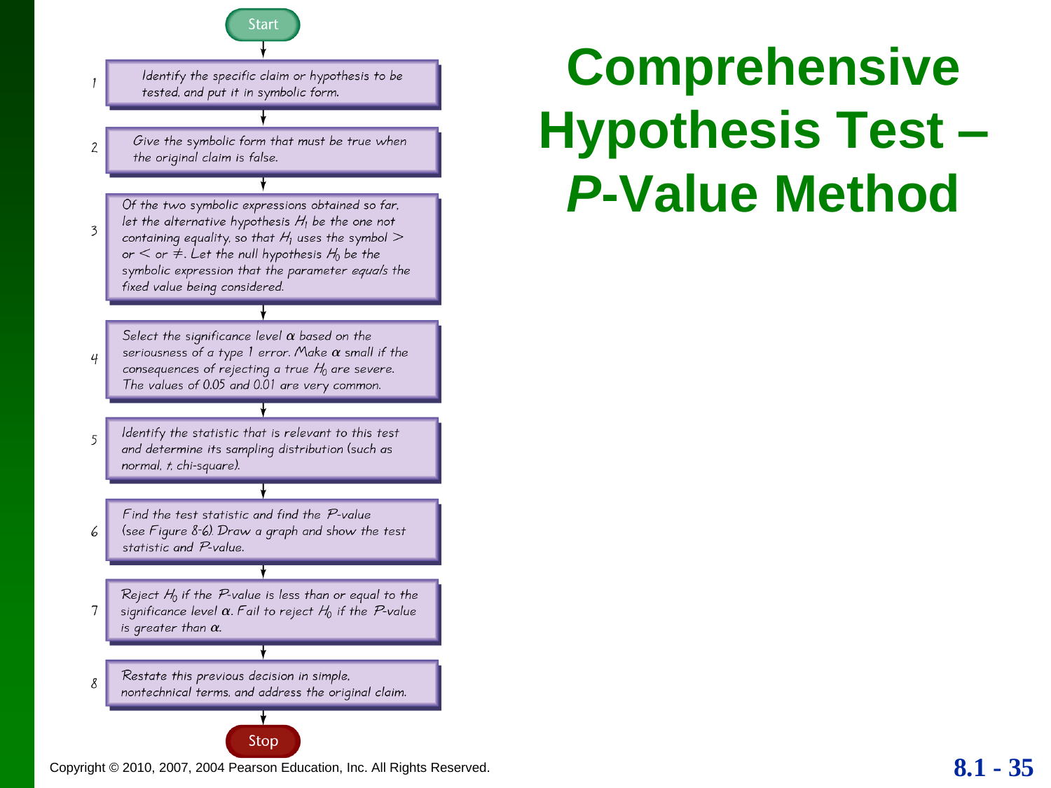# Comprehensive Hypothesis Test – *P*-Value Method

Start

1. Identify the specific claim or hypothesis to be tested, and put it in symbolic form.
2. Give the symbolic form that must be true when the original claim is false.
3. Of the two symbolic expressions obtained so far, let the alternative hypothesis $H_1$ be the one not containing equality, so that $H_1$ uses the symbol $>$ or $<$ or $\neq$. Let the null hypothesis $H_0$ be the symbolic expression that the parameter *equals* the fixed value being considered.
4. Select the significance level $\alpha$ based on the seriousness of a type 1 error. Make $\alpha$ small if the consequences of rejecting a true $H_0$ are severe. The values of 0.05 and 0.01 are very common.
5. Identify the statistic that is relevant to this test and determine its sampling distribution (such as normal, $t$, chi-square).
6. Find the test statistic and find the $P$-value (see Figure 8-6). Draw a graph and show the test statistic and $P$-value.
7. Reject $H_0$ if the $P$-value is less than or equal to the significance level $\alpha$. Fail to reject $H_0$ if the $P$-value is greater than $\alpha$.
8. Restate this previous decision in simple, nontechnical terms, and address the original claim.

Stop

Copyright © 2010, 2007, 2004 Pearson Education, Inc. All Rights Reserved.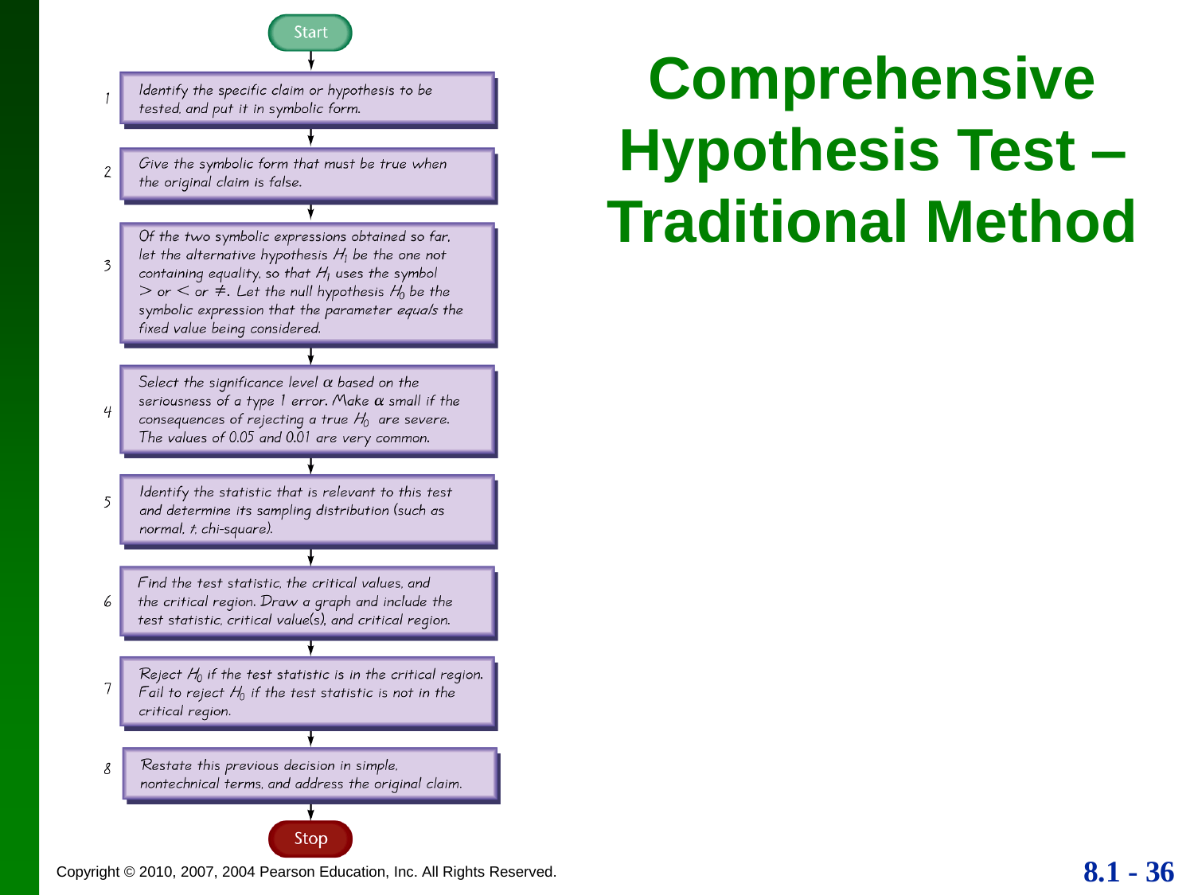# Comprehensive Hypothesis Test – Traditional Method

Start

1. Identify the specific claim or hypothesis to be tested, and put it in symbolic form.
2. Give the symbolic form that must be true when the original claim is false.
3. Of the two symbolic expressions obtained so far, let the alternative hypothesis $H_1$ be the one not containing equality, so that $H_1$ uses the symbol $>$ or $<$ or $\neq$. Let the null hypothesis $H_0$ be the symbolic expression that the parameter *equals* the fixed value being considered.
4. Select the significance level $\alpha$ based on the seriousness of a type I error. Make $\alpha$ small if the consequences of rejecting a true $H_0$ are severe. The values of 0.05 and 0.01 are very common.
5. Identify the statistic that is relevant to this test and determine its sampling distribution (such as normal, $t$, chi-square).
6. Find the test statistic, the critical values, and the critical region. Draw a graph and include the test statistic, critical value(s), and critical region.
7. Reject $H_0$ if the test statistic is in the critical region. Fail to reject $H_0$ if the test statistic is not in the critical region.
8. Restate this previous decision in simple, nontechnical terms, and address the original claim.

Stop

Copyright © 2010, 2007, 2004 Pearson Education, Inc. All Rights Reserved.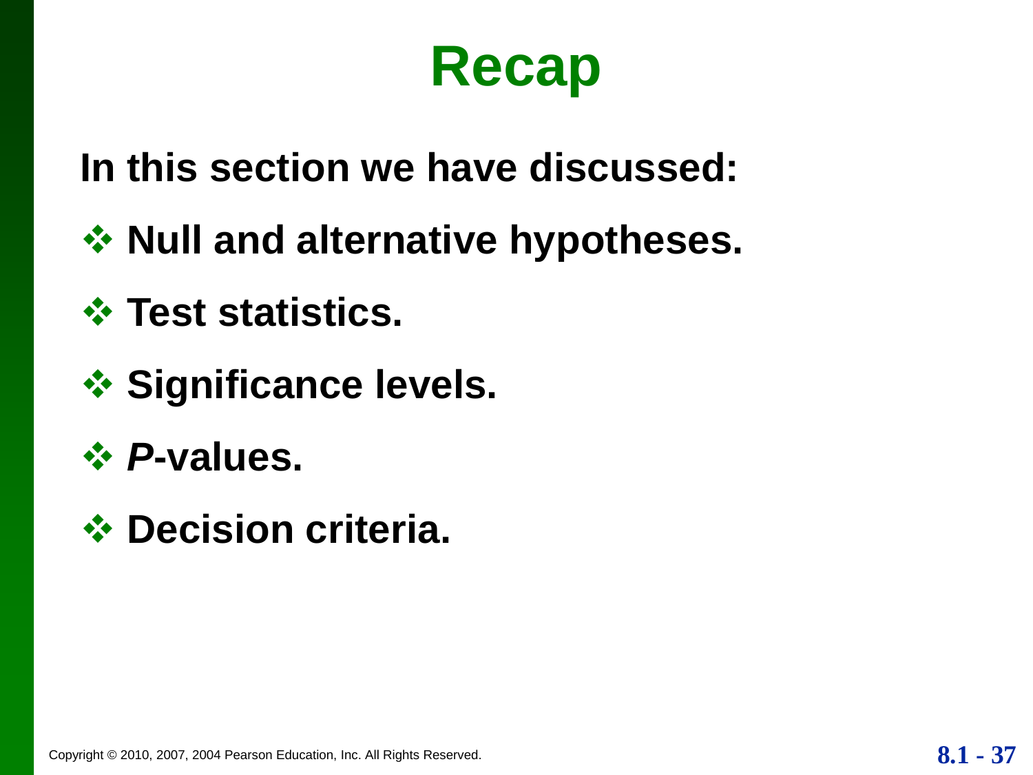# Recap

**In this section we have discussed:**

- **Null and alternative hypotheses.**
- **Test statistics.**
- **Significance levels.**
- ***P*-values.**
- **Decision criteria.**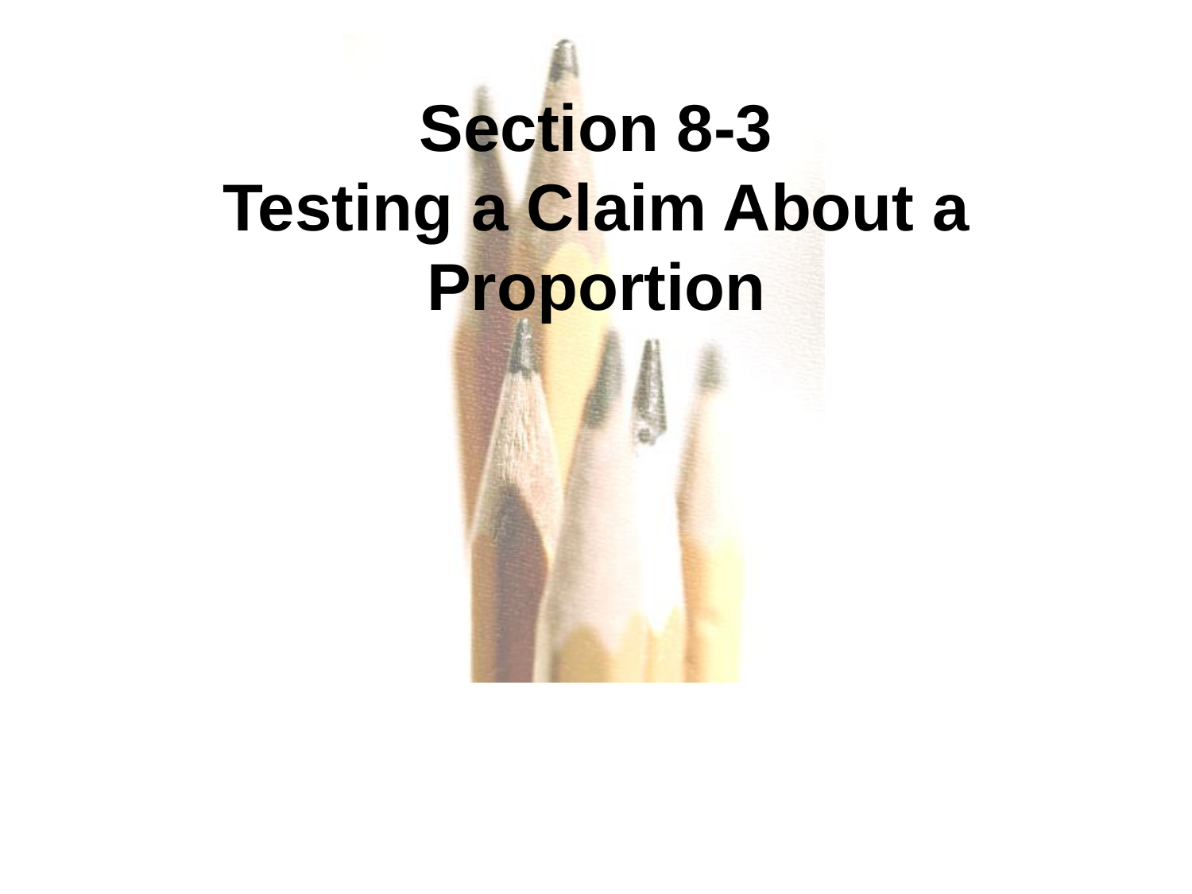# Section 8-3
# Testing a Claim About a Proportion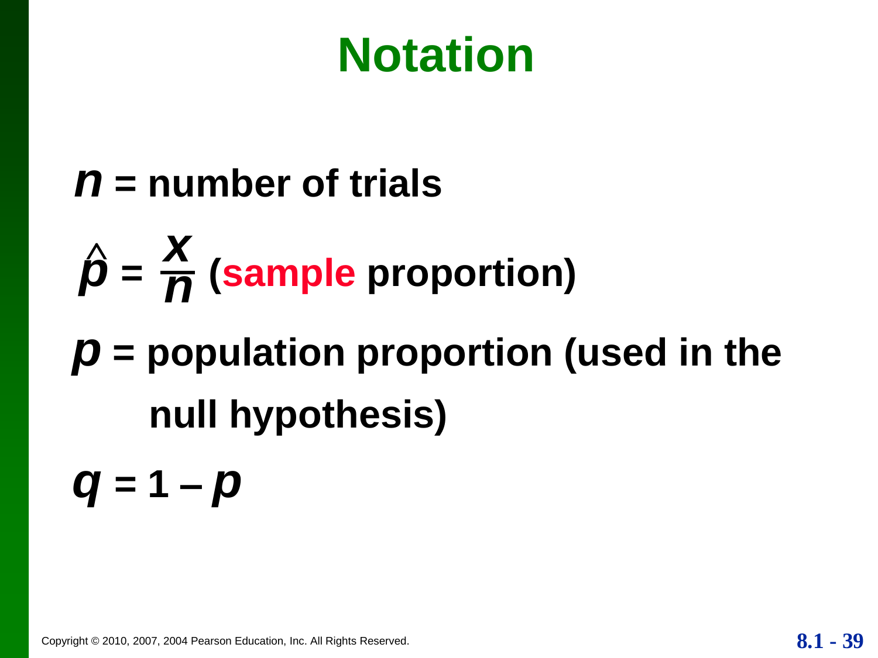# Notation

$n$ = number of trials

$\hat{p} = \dfrac{x}{n}$ (sample proportion)

$p$ = population proportion (used in the null hypothesis)

$q = 1 - p$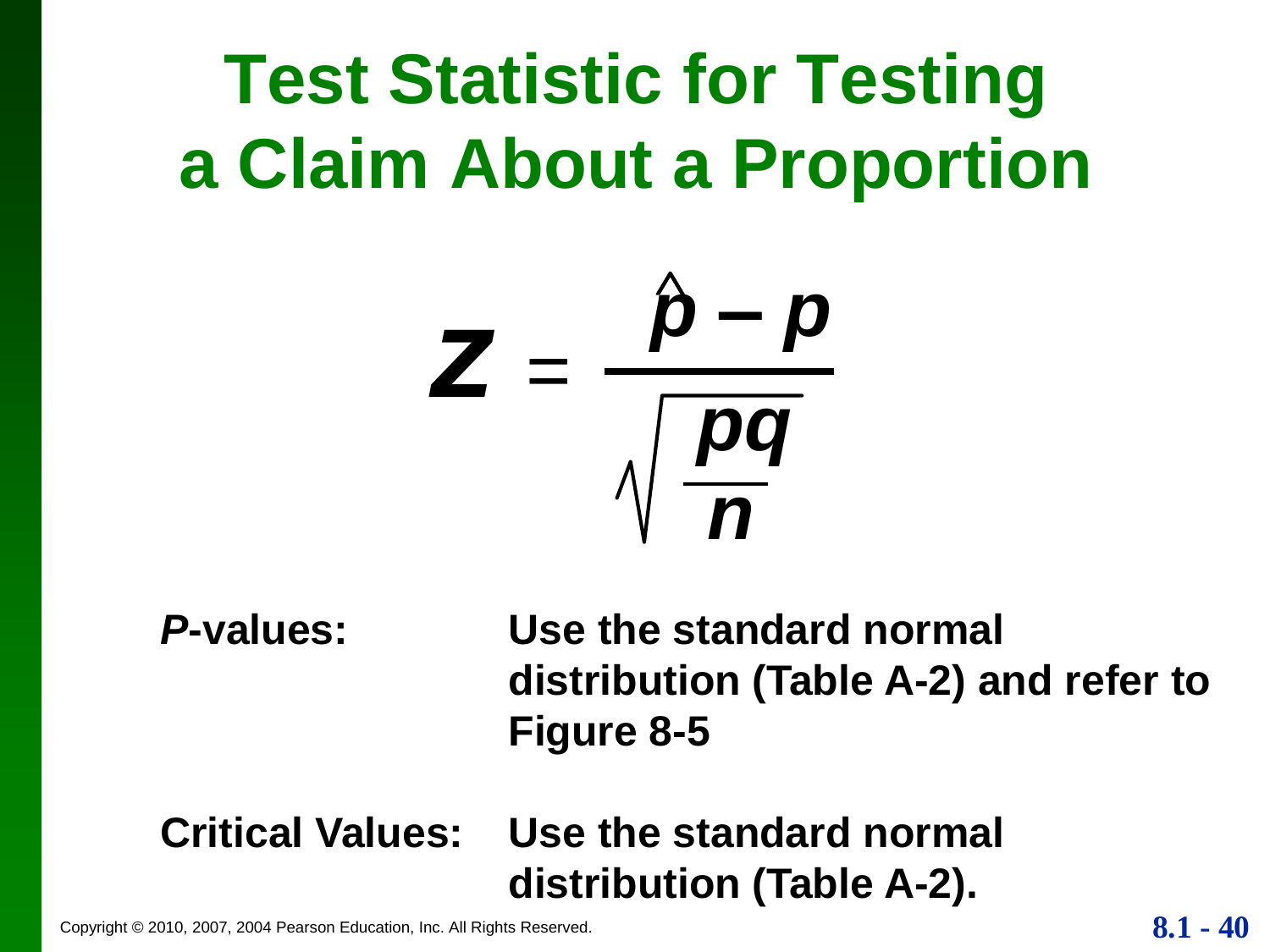# Test Statistic for Testing a Claim About a Proportion

$$z = \frac{\hat{p} - p}{\sqrt{\frac{pq}{n}}}$$

***P*-values:** **Use the standard normal distribution (Table A-2) and refer to Figure 8-5**

**Critical Values:** **Use the standard normal distribution (Table A-2).**

Copyright © 2010, 2007, 2004 Pearson Education, Inc. All Rights Reserved.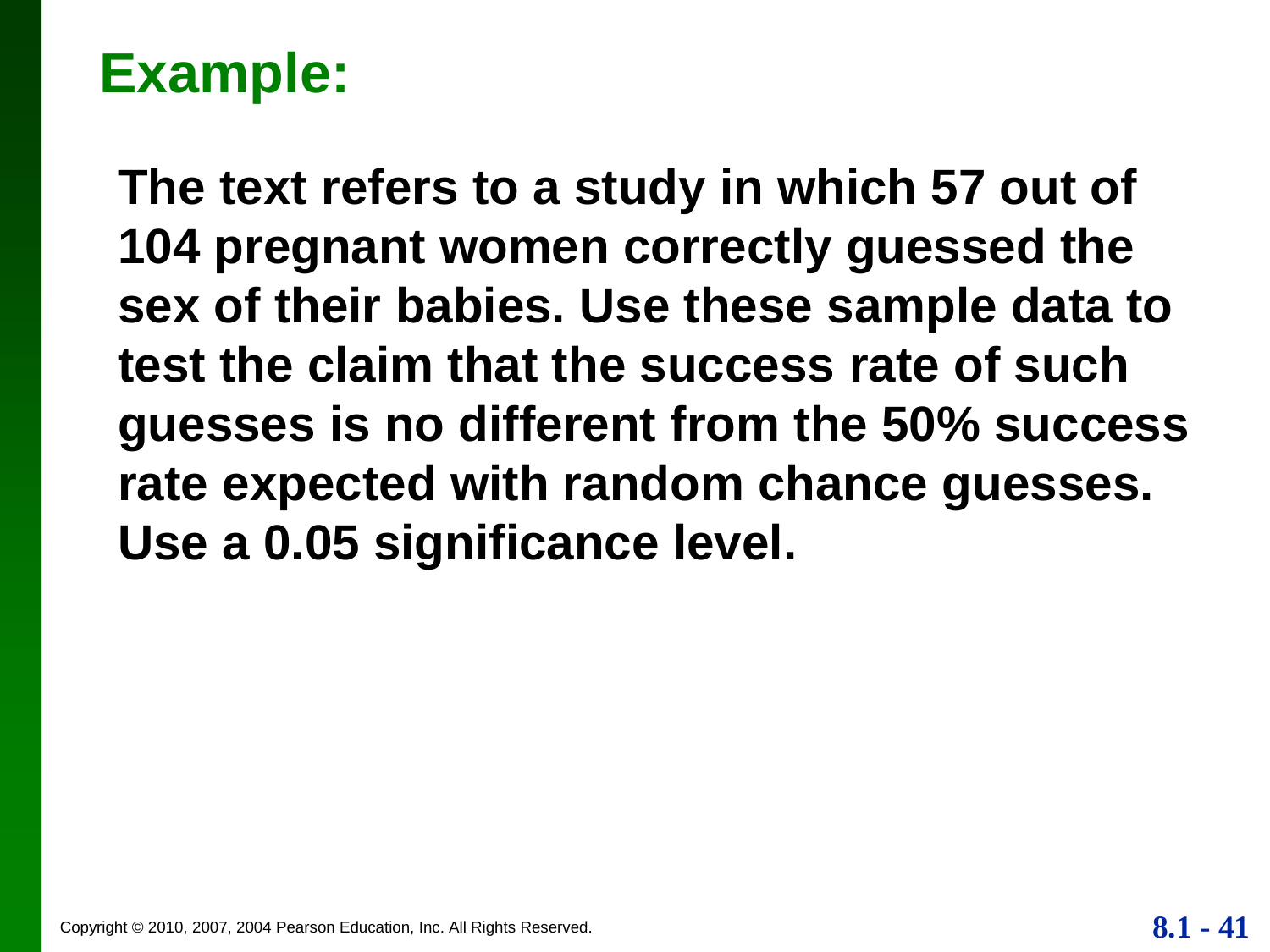# Example:

**The text refers to a study in which 57 out of 104 pregnant women correctly guessed the sex of their babies. Use these sample data to test the claim that the success rate of such guesses is no different from the 50% success rate expected with random chance guesses. Use a 0.05 significance level.**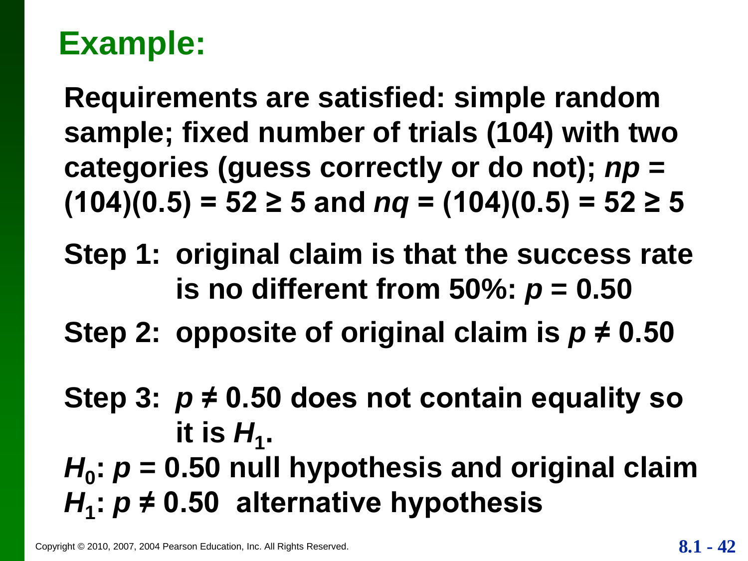# Example:

**Requirements are satisfied: simple random sample; fixed number of trials (104) with two categories (guess correctly or do not); $np = (104)(0.5) = 52 \geq 5$ and $nq = (104)(0.5) = 52 \geq 5$**

**Step 1: original claim is that the success rate is no different from 50%: $p = 0.50$**

**Step 2: opposite of original claim is $p \neq 0.50$**

**Step 3: $p \neq 0.50$ does not contain equality so it is $H_1$.**

**$H_0$: $p = 0.50$ null hypothesis and original claim**

**$H_1$: $p \neq 0.50$ alternative hypothesis**

Copyright © 2010, 2007, 2004 Pearson Education, Inc. All Rights Reserved.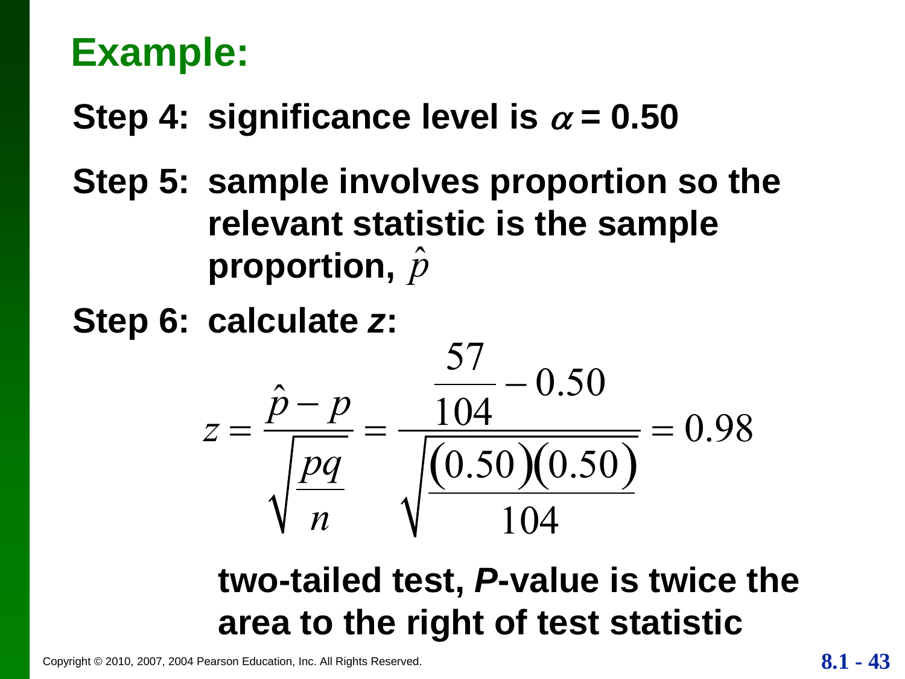# Example:

**Step 4: significance level is $\alpha$ = 0.50**

**Step 5: sample involves proportion so the relevant statistic is the sample proportion, $\hat{p}$**

**Step 6: calculate *z*:**

$$z = \frac{\hat{p} - p}{\sqrt{\frac{pq}{n}}} = \frac{\frac{57}{104} - 0.50}{\sqrt{\frac{(0.50)(0.50)}{104}}} = 0.98$$

**two-tailed test, *P*-value is twice the area to the right of test statistic**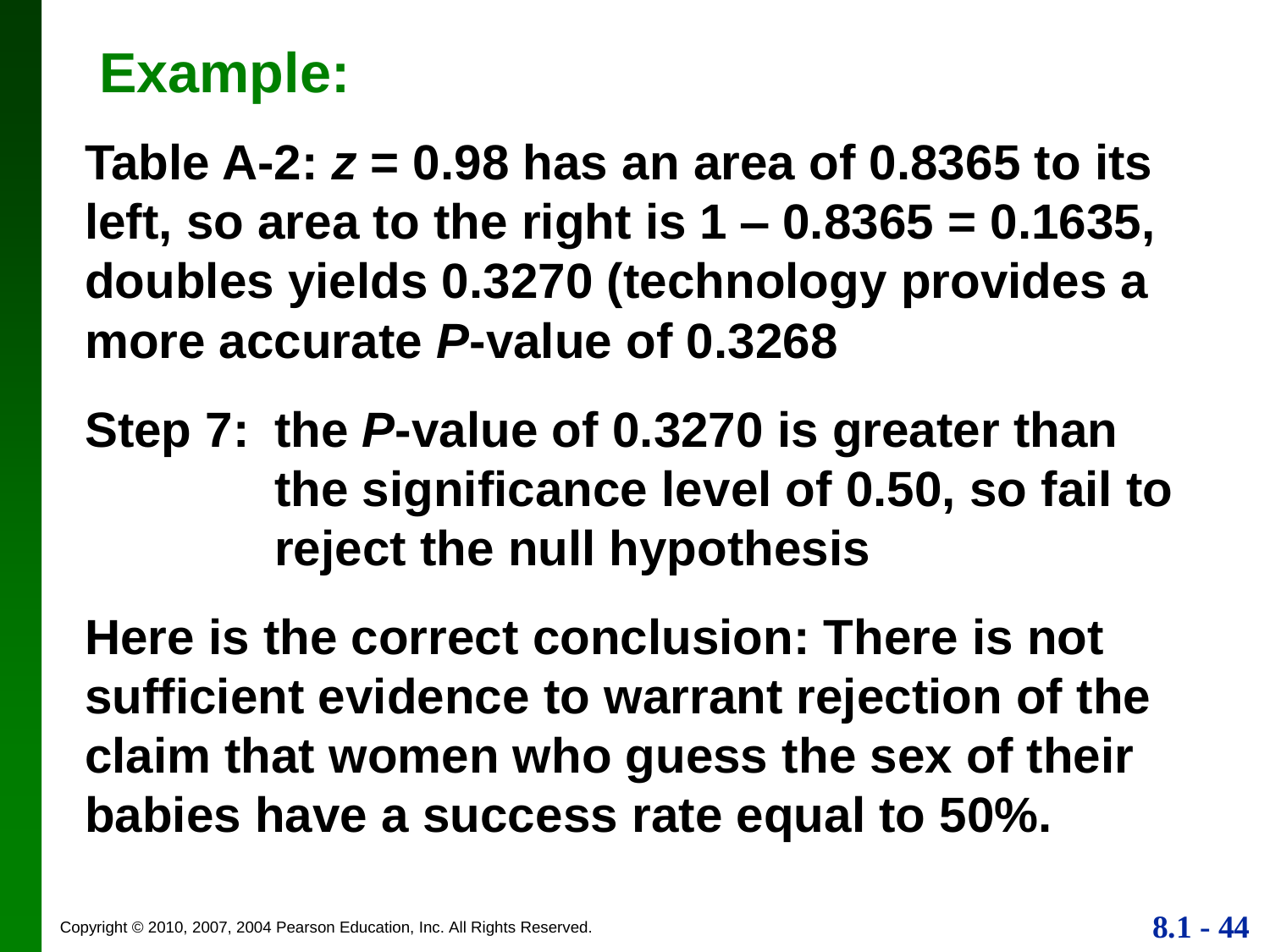## Example:

Table A-2: $z = 0.98$ has an area of 0.8365 to its left, so area to the right is 1 – 0.8365 = 0.1635, doubles yields 0.3270 (technology provides a more accurate *P*-value of 0.3268

Step 7: the *P*-value of 0.3270 is greater than the significance level of 0.50, so fail to reject the null hypothesis

Here is the correct conclusion: There is not sufficient evidence to warrant rejection of the claim that women who guess the sex of their babies have a success rate equal to 50%.